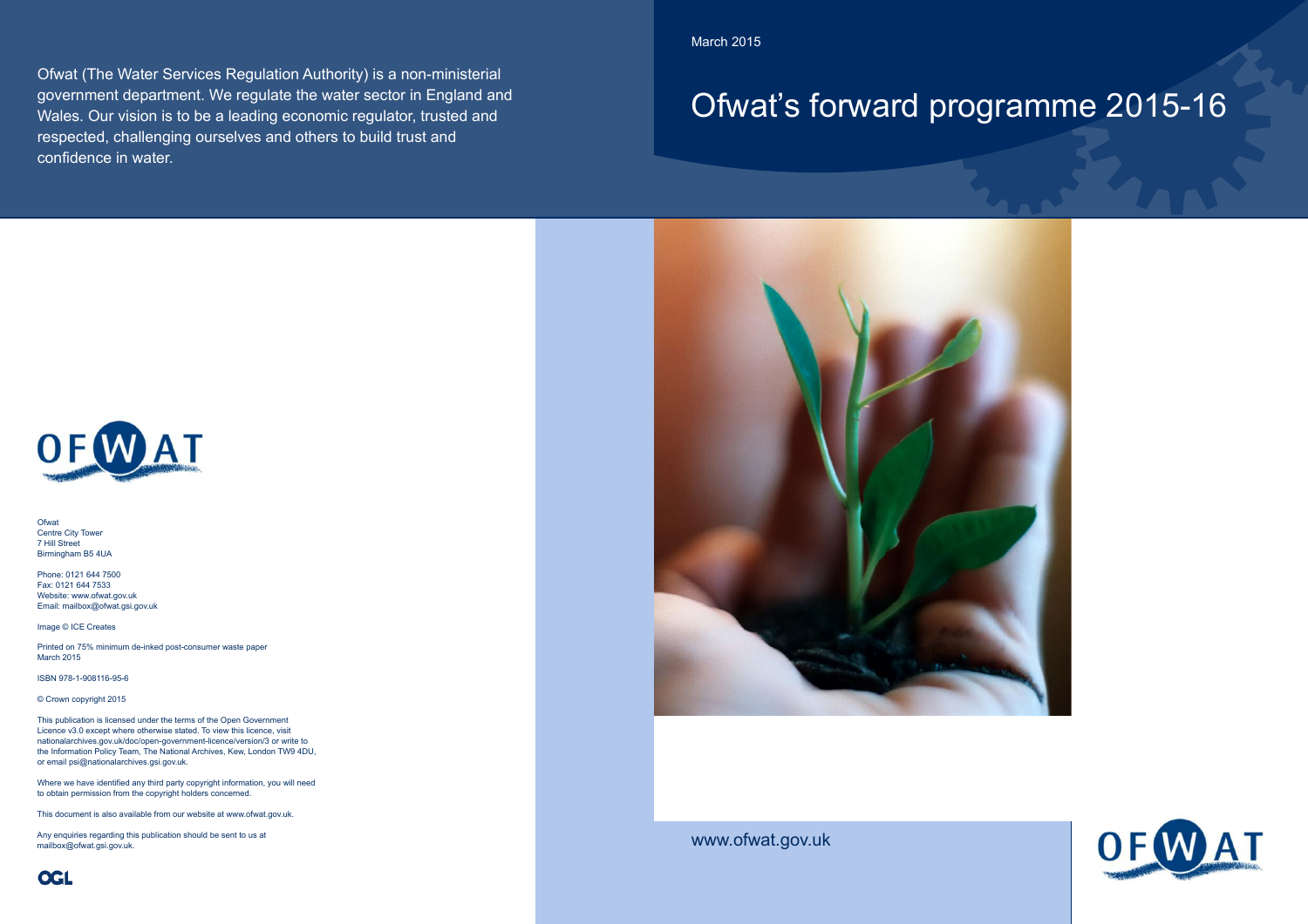March 2015

# Ofwat's forward programme 2015-16

www.ofwat.gov.uk

Ofwat (The Water Services Regulation Authority) is a non-ministerial government department. We regulate the water sector in England and Wales. Our vision is to be a leading economic regulator, trusted and respected, challenging ourselves and others to build trust and confidence in water.

Ofwat
Centre City Tower
7 Hill Street
Birmingham B5 4UA

Phone: 0121 644 7500
Fax: 0121 644 7533
Website: www.ofwat.gov.uk
Email: mailbox@ofwat.gsi.gov.uk

Image © ICE Creates

Printed on 75% minimum de-inked post-consumer waste paper
March 2015

ISBN 978-1-908116-95-6

© Crown copyright 2015

This publication is licensed under the terms of the Open Government Licence v3.0 except where otherwise stated. To view this licence, visit nationalarchives.gov.uk/doc/open-government-licence/version/3 or write to the Information Policy Team, The National Archives, Kew, London TW9 4DU, or email psi@nationalarchives.gsi.gov.uk.

Where we have identified any third party copyright information, you will need to obtain permission from the copyright holders concerned.

This document is also available from our website at www.ofwat.gov.uk.

Any enquiries regarding this publication should be sent to us at mailbox@ofwat.gsi.gov.uk.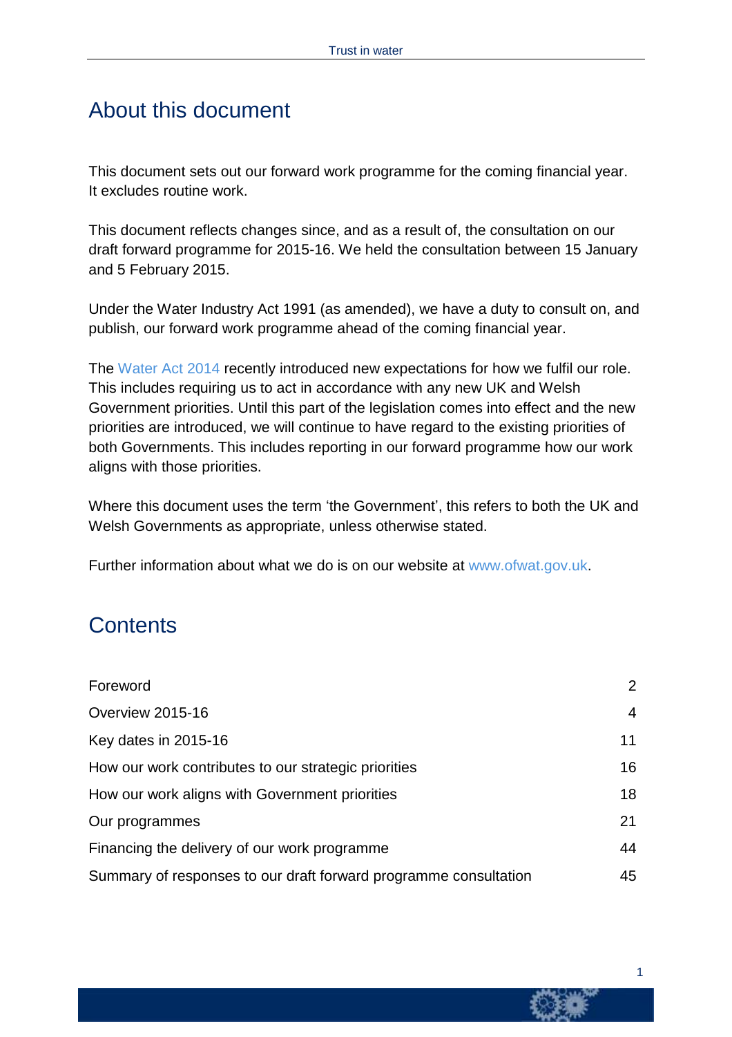## About this document

This document sets out our forward work programme for the coming financial year. It excludes routine work.

This document reflects changes since, and as a result of, the consultation on our draft forward programme for 2015-16. We held the consultation between 15 January and 5 February 2015.

Under the Water Industry Act 1991 (as amended), we have a duty to consult on, and publish, our forward work programme ahead of the coming financial year.

The Water Act 2014 recently introduced new expectations for how we fulfil our role. This includes requiring us to act in accordance with any new UK and Welsh Government priorities. Until this part of the legislation comes into effect and the new priorities are introduced, we will continue to have regard to the existing priorities of both Governments. This includes reporting in our forward programme how our work aligns with those priorities.

Where this document uses the term 'the Government', this refers to both the UK and Welsh Governments as appropriate, unless otherwise stated.

Further information about what we do is on our website at www.ofwat.gov.uk.

## Contents

| | |
|---|---|
| Foreword | 2 |
| Overview 2015-16 | 4 |
| Key dates in 2015-16 | 11 |
| How our work contributes to our strategic priorities | 16 |
| How our work aligns with Government priorities | 18 |
| Our programmes | 21 |
| Financing the delivery of our work programme | 44 |
| Summary of responses to our draft forward programme consultation | 45 |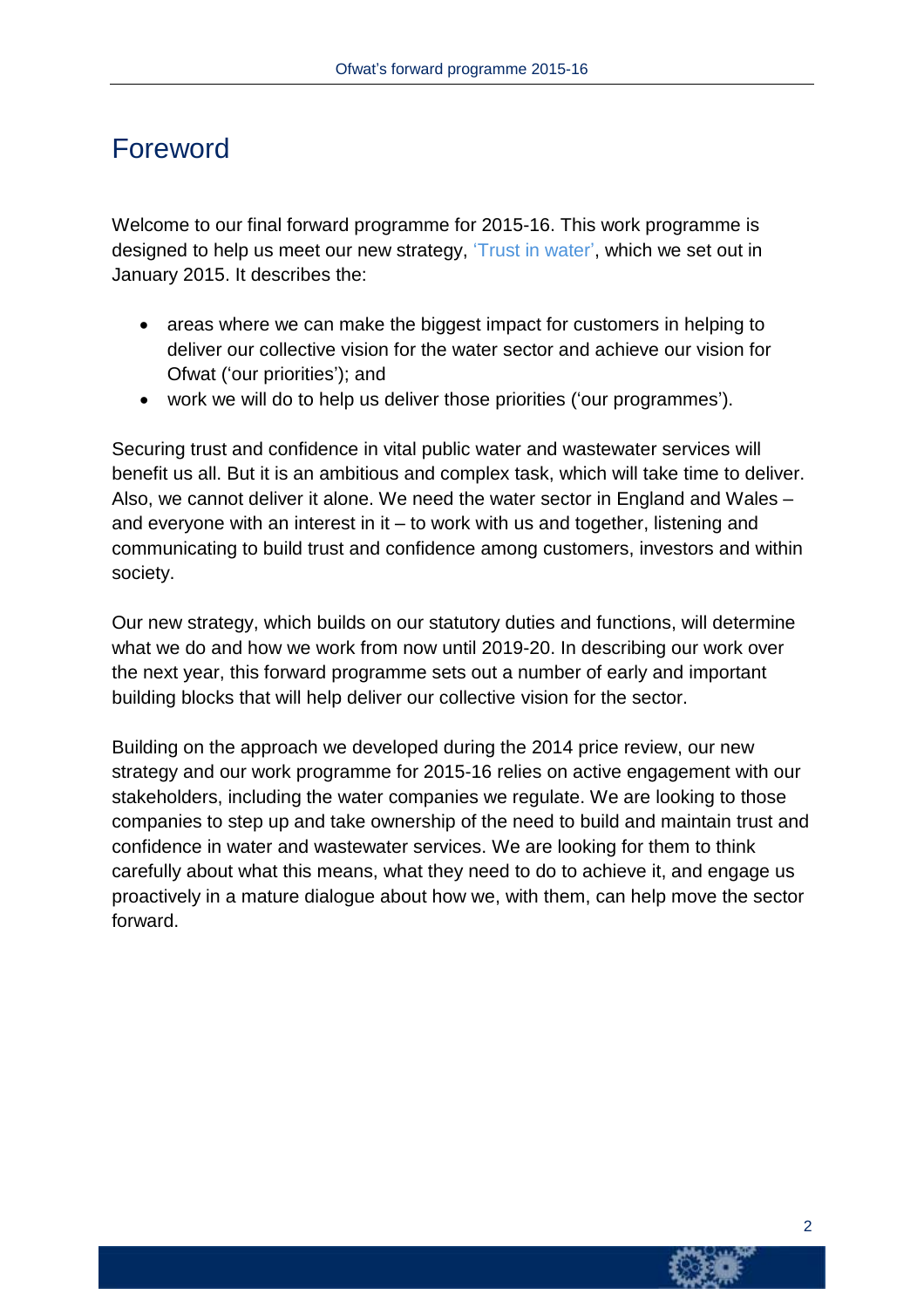# Foreword

Welcome to our final forward programme for 2015-16. This work programme is designed to help us meet our new strategy, 'Trust in water', which we set out in January 2015. It describes the:

- areas where we can make the biggest impact for customers in helping to deliver our collective vision for the water sector and achieve our vision for Ofwat ('our priorities'); and
- work we will do to help us deliver those priorities ('our programmes').

Securing trust and confidence in vital public water and wastewater services will benefit us all. But it is an ambitious and complex task, which will take time to deliver. Also, we cannot deliver it alone. We need the water sector in England and Wales – and everyone with an interest in it – to work with us and together, listening and communicating to build trust and confidence among customers, investors and within society.

Our new strategy, which builds on our statutory duties and functions, will determine what we do and how we work from now until 2019-20. In describing our work over the next year, this forward programme sets out a number of early and important building blocks that will help deliver our collective vision for the sector.

Building on the approach we developed during the 2014 price review, our new strategy and our work programme for 2015-16 relies on active engagement with our stakeholders, including the water companies we regulate. We are looking to those companies to step up and take ownership of the need to build and maintain trust and confidence in water and wastewater services. We are looking for them to think carefully about what this means, what they need to do to achieve it, and engage us proactively in a mature dialogue about how we, with them, can help move the sector forward.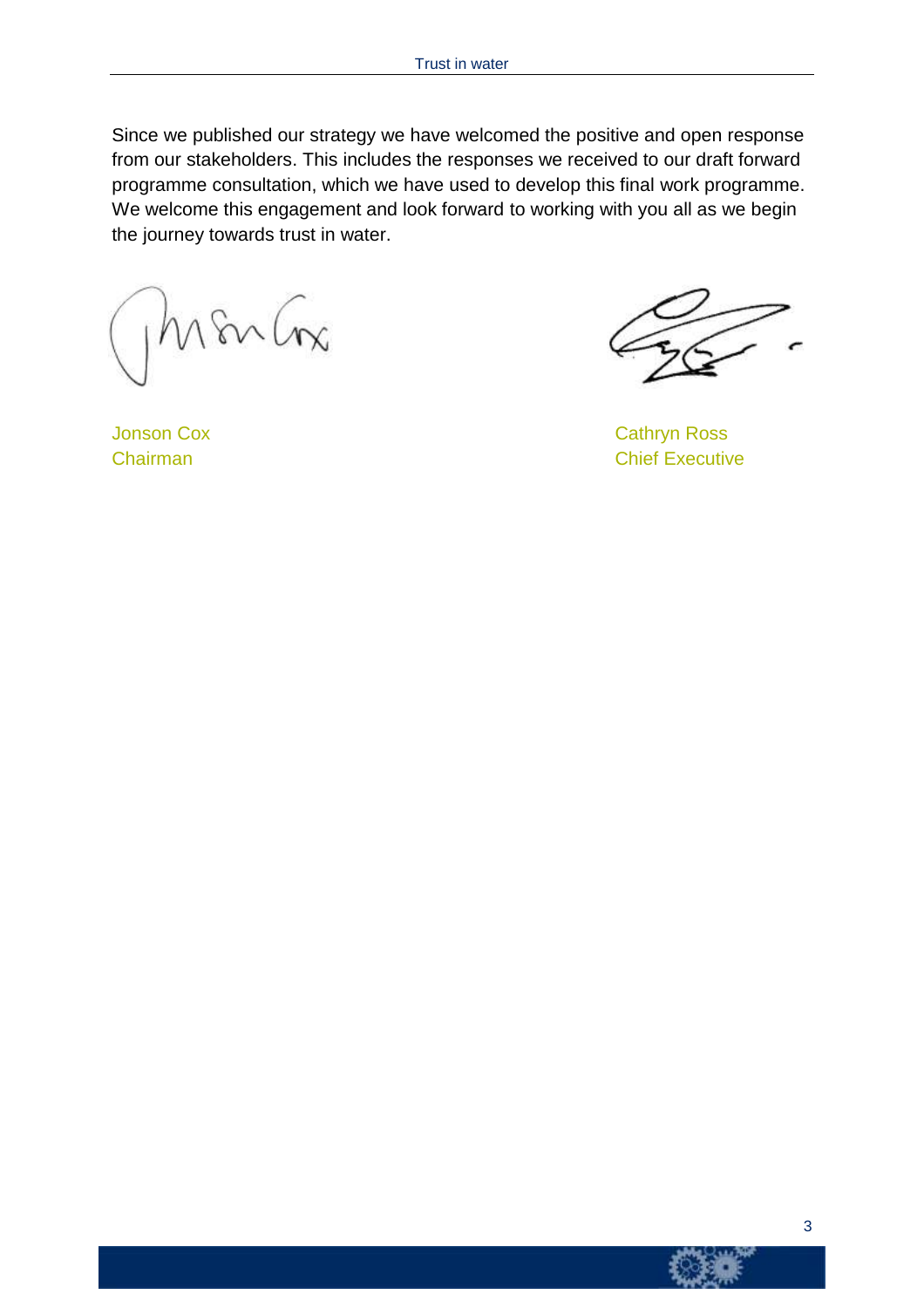Since we published our strategy we have welcomed the positive and open response from our stakeholders. This includes the responses we received to our draft forward programme consultation, which we have used to develop this final work programme. We welcome this engagement and look forward to working with you all as we begin the journey towards trust in water.

Jonson Cox
Chairman

Cathryn Ross
Chief Executive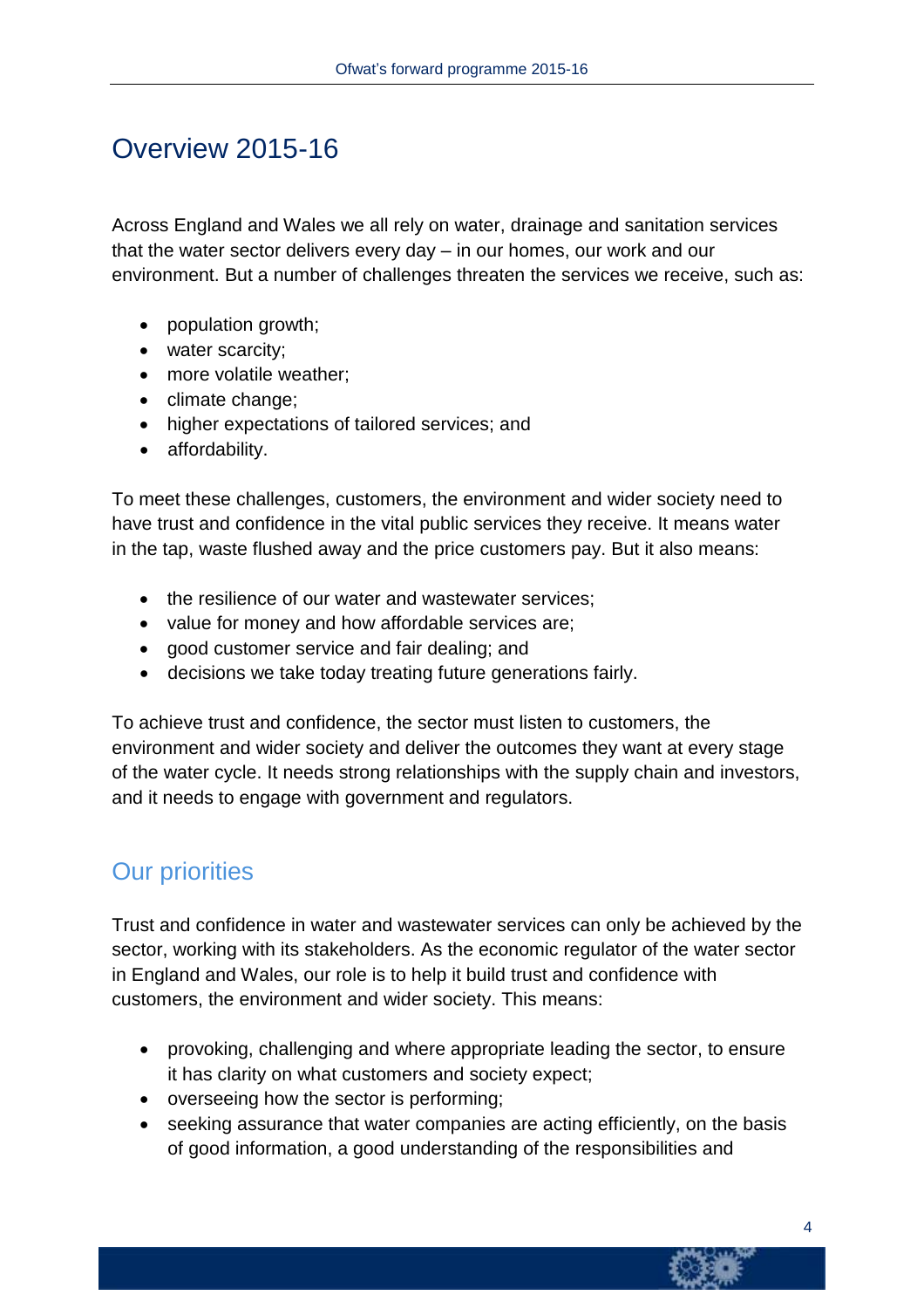# Overview 2015-16

Across England and Wales we all rely on water, drainage and sanitation services that the water sector delivers every day – in our homes, our work and our environment. But a number of challenges threaten the services we receive, such as:

- population growth;
- water scarcity;
- more volatile weather;
- climate change;
- higher expectations of tailored services; and
- affordability.

To meet these challenges, customers, the environment and wider society need to have trust and confidence in the vital public services they receive. It means water in the tap, waste flushed away and the price customers pay. But it also means:

- the resilience of our water and wastewater services;
- value for money and how affordable services are;
- good customer service and fair dealing; and
- decisions we take today treating future generations fairly.

To achieve trust and confidence, the sector must listen to customers, the environment and wider society and deliver the outcomes they want at every stage of the water cycle. It needs strong relationships with the supply chain and investors, and it needs to engage with government and regulators.

## Our priorities

Trust and confidence in water and wastewater services can only be achieved by the sector, working with its stakeholders. As the economic regulator of the water sector in England and Wales, our role is to help it build trust and confidence with customers, the environment and wider society. This means:

- provoking, challenging and where appropriate leading the sector, to ensure it has clarity on what customers and society expect;
- overseeing how the sector is performing;
- seeking assurance that water companies are acting efficiently, on the basis of good information, a good understanding of the responsibilities and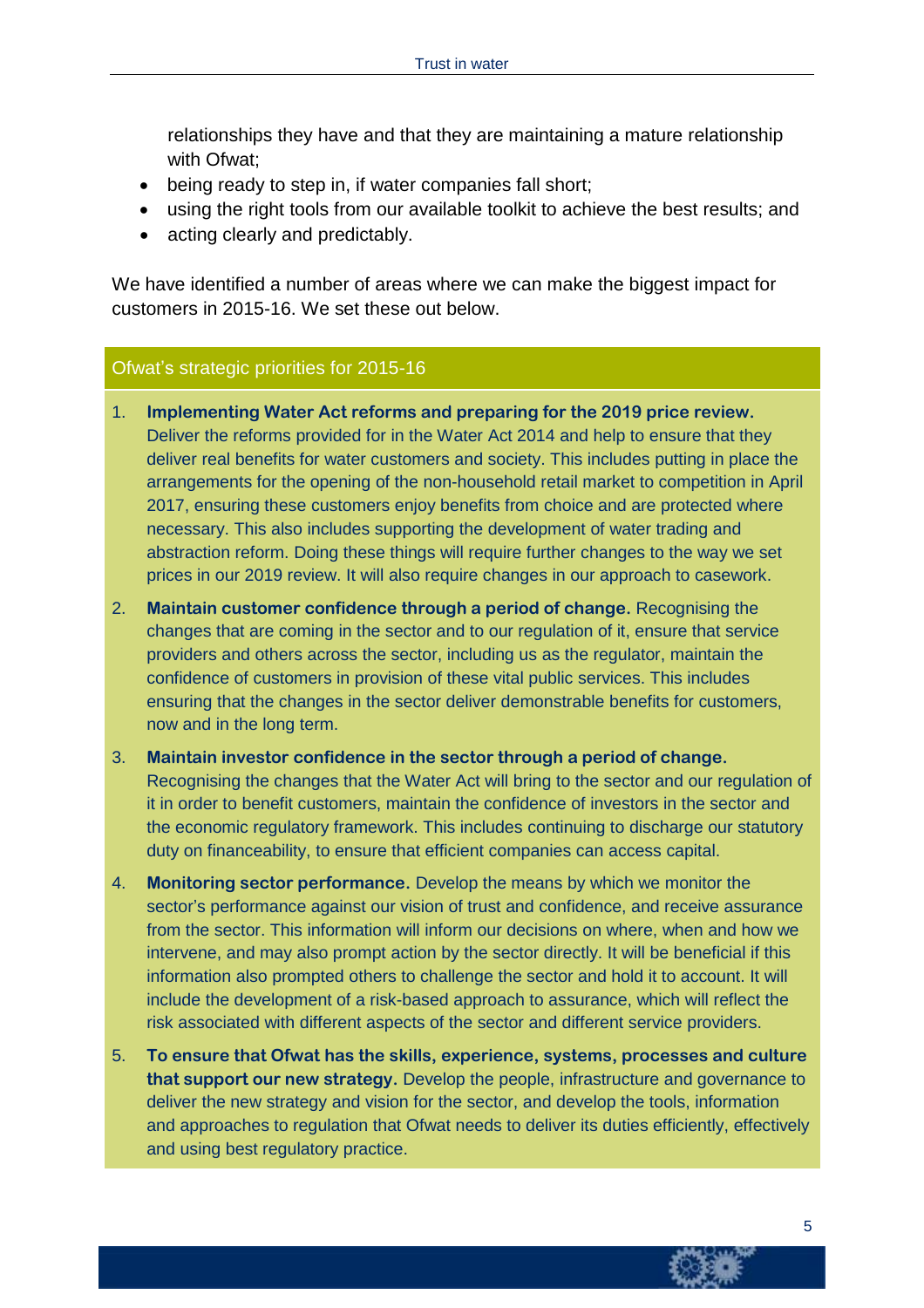relationships they have and that they are maintaining a mature relationship with Ofwat;
- being ready to step in, if water companies fall short;
- using the right tools from our available toolkit to achieve the best results; and
- acting clearly and predictably.

We have identified a number of areas where we can make the biggest impact for customers in 2015-16. We set these out below.

### Ofwat's strategic priorities for 2015-16

1. **Implementing Water Act reforms and preparing for the 2019 price review.** Deliver the reforms provided for in the Water Act 2014 and help to ensure that they deliver real benefits for water customers and society. This includes putting in place the arrangements for the opening of the non-household retail market to competition in April 2017, ensuring these customers enjoy benefits from choice and are protected where necessary. This also includes supporting the development of water trading and abstraction reform. Doing these things will require further changes to the way we set prices in our 2019 review. It will also require changes in our approach to casework.
2. **Maintain customer confidence through a period of change.** Recognising the changes that are coming in the sector and to our regulation of it, ensure that service providers and others across the sector, including us as the regulator, maintain the confidence of customers in provision of these vital public services. This includes ensuring that the changes in the sector deliver demonstrable benefits for customers, now and in the long term.
3. **Maintain investor confidence in the sector through a period of change.** Recognising the changes that the Water Act will bring to the sector and our regulation of it in order to benefit customers, maintain the confidence of investors in the sector and the economic regulatory framework. This includes continuing to discharge our statutory duty on financeability, to ensure that efficient companies can access capital.
4. **Monitoring sector performance.** Develop the means by which we monitor the sector's performance against our vision of trust and confidence, and receive assurance from the sector. This information will inform our decisions on where, when and how we intervene, and may also prompt action by the sector directly. It will be beneficial if this information also prompted others to challenge the sector and hold it to account. It will include the development of a risk-based approach to assurance, which will reflect the risk associated with different aspects of the sector and different service providers.
5. **To ensure that Ofwat has the skills, experience, systems, processes and culture that support our new strategy.** Develop the people, infrastructure and governance to deliver the new strategy and vision for the sector, and develop the tools, information and approaches to regulation that Ofwat needs to deliver its duties efficiently, effectively and using best regulatory practice.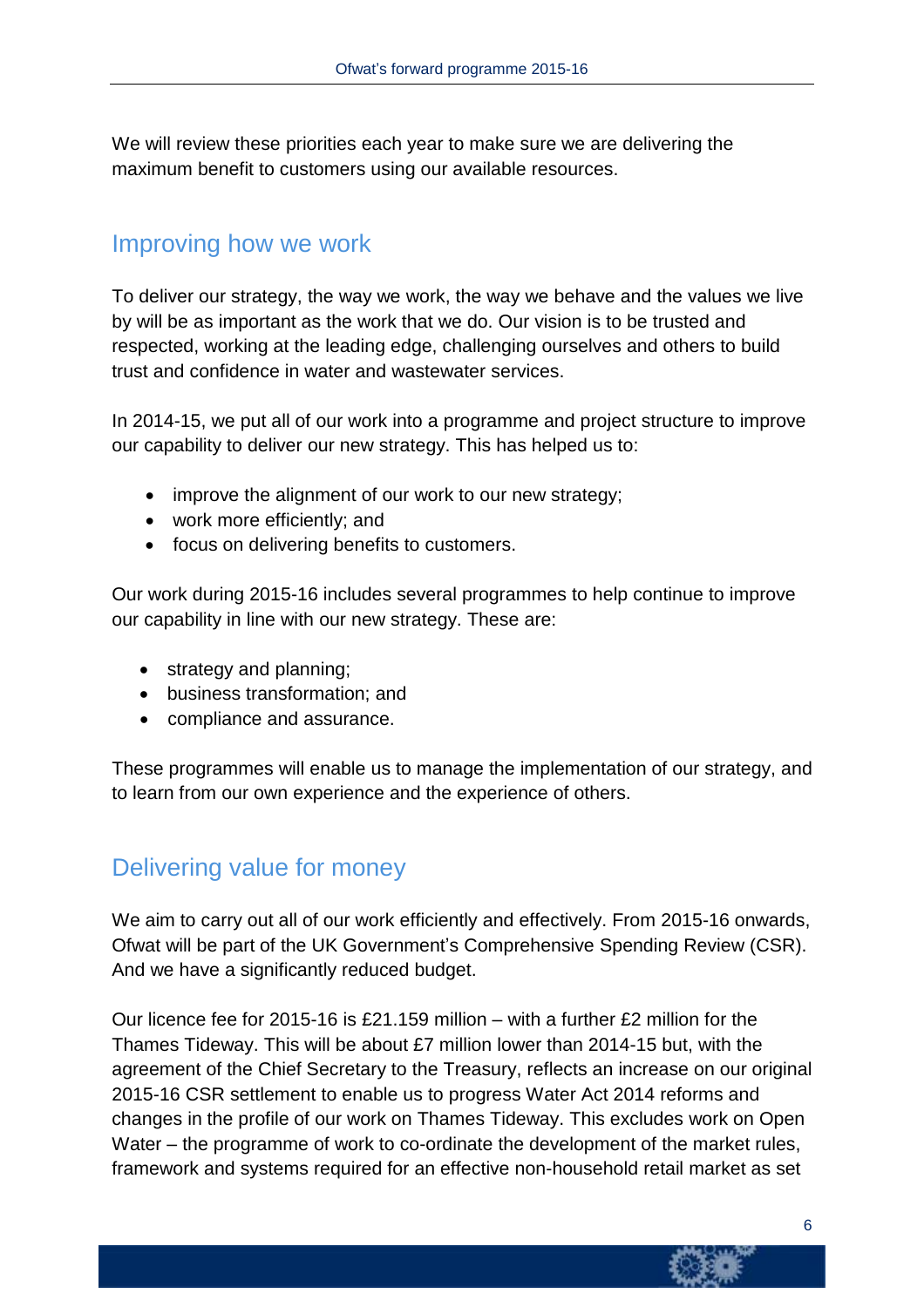We will review these priorities each year to make sure we are delivering the maximum benefit to customers using our available resources.

## Improving how we work

To deliver our strategy, the way we work, the way we behave and the values we live by will be as important as the work that we do. Our vision is to be trusted and respected, working at the leading edge, challenging ourselves and others to build trust and confidence in water and wastewater services.

In 2014-15, we put all of our work into a programme and project structure to improve our capability to deliver our new strategy. This has helped us to:

- improve the alignment of our work to our new strategy;
- work more efficiently; and
- focus on delivering benefits to customers.

Our work during 2015-16 includes several programmes to help continue to improve our capability in line with our new strategy. These are:

- strategy and planning;
- business transformation; and
- compliance and assurance.

These programmes will enable us to manage the implementation of our strategy, and to learn from our own experience and the experience of others.

## Delivering value for money

We aim to carry out all of our work efficiently and effectively. From 2015-16 onwards, Ofwat will be part of the UK Government's Comprehensive Spending Review (CSR). And we have a significantly reduced budget.

Our licence fee for 2015-16 is £21.159 million – with a further £2 million for the Thames Tideway. This will be about £7 million lower than 2014-15 but, with the agreement of the Chief Secretary to the Treasury, reflects an increase on our original 2015-16 CSR settlement to enable us to progress Water Act 2014 reforms and changes in the profile of our work on Thames Tideway. This excludes work on Open Water – the programme of work to co-ordinate the development of the market rules, framework and systems required for an effective non-household retail market as set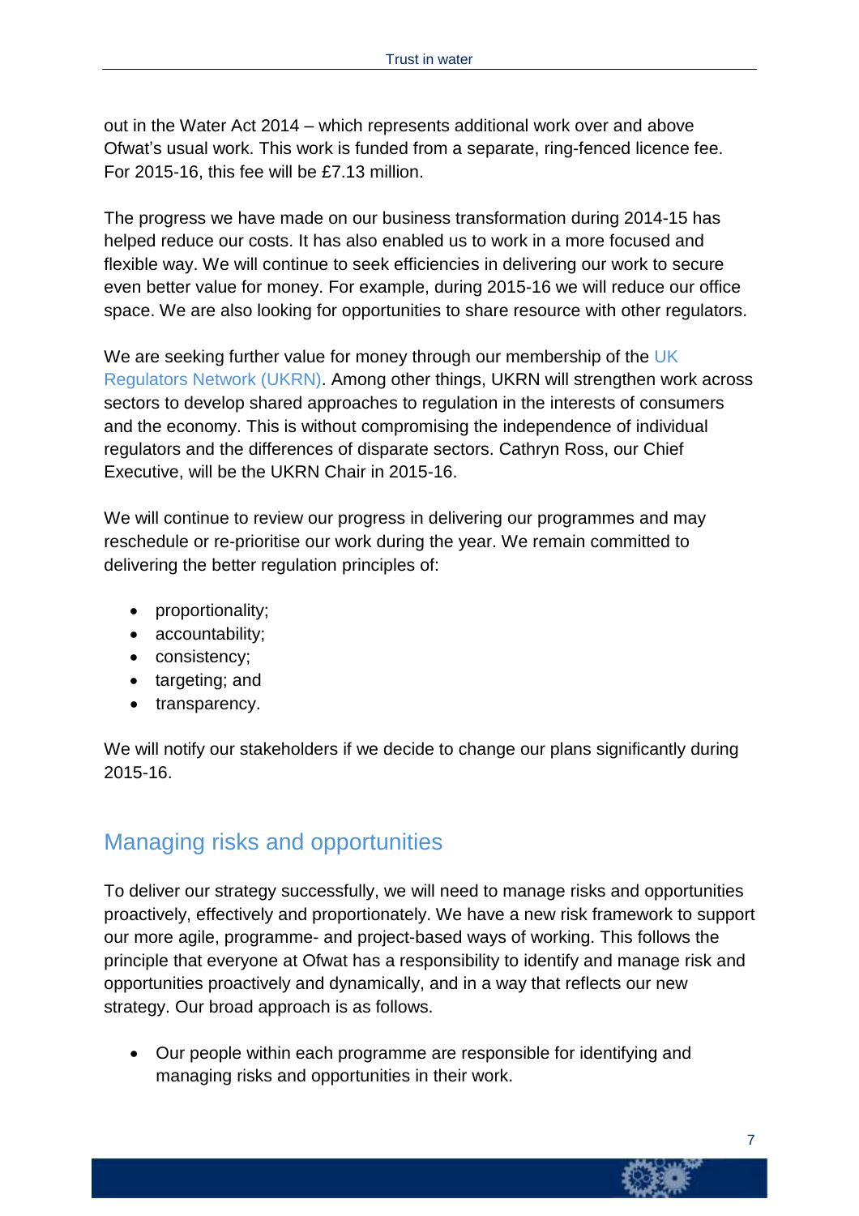out in the Water Act 2014 – which represents additional work over and above Ofwat's usual work. This work is funded from a separate, ring-fenced licence fee. For 2015-16, this fee will be £7.13 million.

The progress we have made on our business transformation during 2014-15 has helped reduce our costs. It has also enabled us to work in a more focused and flexible way. We will continue to seek efficiencies in delivering our work to secure even better value for money. For example, during 2015-16 we will reduce our office space. We are also looking for opportunities to share resource with other regulators.

We are seeking further value for money through our membership of the UK Regulators Network (UKRN). Among other things, UKRN will strengthen work across sectors to develop shared approaches to regulation in the interests of consumers and the economy. This is without compromising the independence of individual regulators and the differences of disparate sectors. Cathryn Ross, our Chief Executive, will be the UKRN Chair in 2015-16.

We will continue to review our progress in delivering our programmes and may reschedule or re-prioritise our work during the year. We remain committed to delivering the better regulation principles of:

- proportionality;
- accountability;
- consistency;
- targeting; and
- transparency.

We will notify our stakeholders if we decide to change our plans significantly during 2015-16.

## Managing risks and opportunities

To deliver our strategy successfully, we will need to manage risks and opportunities proactively, effectively and proportionately. We have a new risk framework to support our more agile, programme- and project-based ways of working. This follows the principle that everyone at Ofwat has a responsibility to identify and manage risk and opportunities proactively and dynamically, and in a way that reflects our new strategy. Our broad approach is as follows.

- Our people within each programme are responsible for identifying and managing risks and opportunities in their work.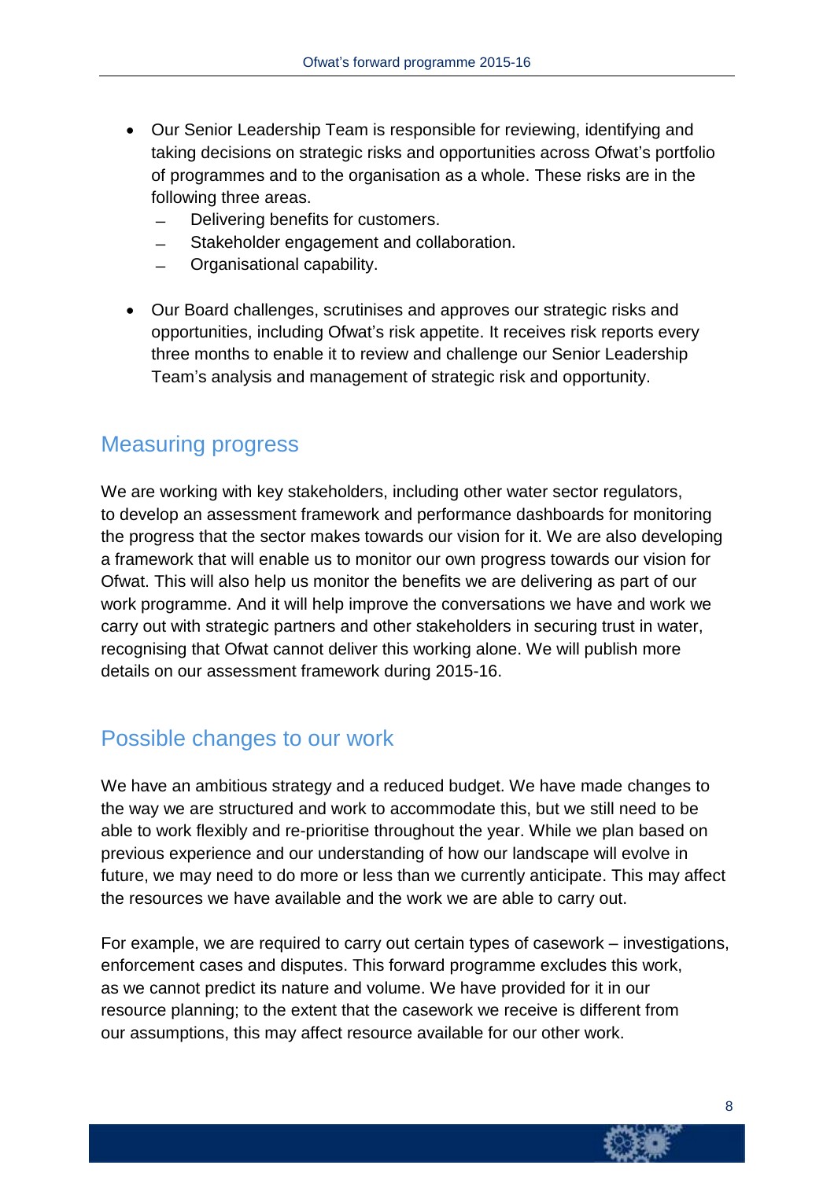- Our Senior Leadership Team is responsible for reviewing, identifying and taking decisions on strategic risks and opportunities across Ofwat's portfolio of programmes and to the organisation as a whole. These risks are in the following three areas.
  - Delivering benefits for customers.
  - Stakeholder engagement and collaboration.
  - Organisational capability.

- Our Board challenges, scrutinises and approves our strategic risks and opportunities, including Ofwat's risk appetite. It receives risk reports every three months to enable it to review and challenge our Senior Leadership Team's analysis and management of strategic risk and opportunity.

## Measuring progress

We are working with key stakeholders, including other water sector regulators, to develop an assessment framework and performance dashboards for monitoring the progress that the sector makes towards our vision for it. We are also developing a framework that will enable us to monitor our own progress towards our vision for Ofwat. This will also help us monitor the benefits we are delivering as part of our work programme. And it will help improve the conversations we have and work we carry out with strategic partners and other stakeholders in securing trust in water, recognising that Ofwat cannot deliver this working alone. We will publish more details on our assessment framework during 2015-16.

## Possible changes to our work

We have an ambitious strategy and a reduced budget. We have made changes to the way we are structured and work to accommodate this, but we still need to be able to work flexibly and re-prioritise throughout the year. While we plan based on previous experience and our understanding of how our landscape will evolve in future, we may need to do more or less than we currently anticipate. This may affect the resources we have available and the work we are able to carry out.

For example, we are required to carry out certain types of casework – investigations, enforcement cases and disputes. This forward programme excludes this work, as we cannot predict its nature and volume. We have provided for it in our resource planning; to the extent that the casework we receive is different from our assumptions, this may affect resource available for our other work.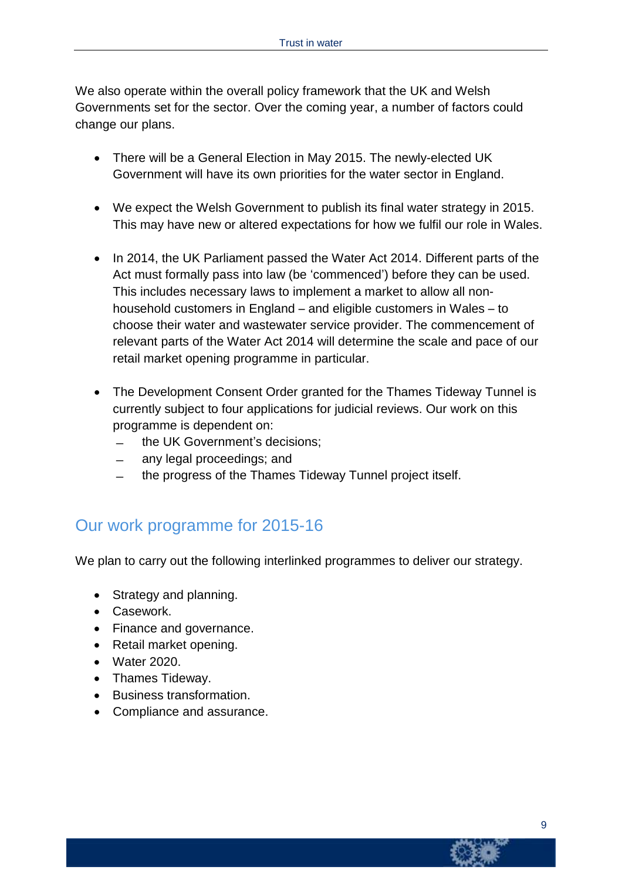We also operate within the overall policy framework that the UK and Welsh Governments set for the sector. Over the coming year, a number of factors could change our plans.

- There will be a General Election in May 2015. The newly-elected UK Government will have its own priorities for the water sector in England.
- We expect the Welsh Government to publish its final water strategy in 2015. This may have new or altered expectations for how we fulfil our role in Wales.
- In 2014, the UK Parliament passed the Water Act 2014. Different parts of the Act must formally pass into law (be 'commenced') before they can be used. This includes necessary laws to implement a market to allow all non-household customers in England – and eligible customers in Wales – to choose their water and wastewater service provider. The commencement of relevant parts of the Water Act 2014 will determine the scale and pace of our retail market opening programme in particular.
- The Development Consent Order granted for the Thames Tideway Tunnel is currently subject to four applications for judicial reviews. Our work on this programme is dependent on:
  - the UK Government's decisions;
  - any legal proceedings; and
  - the progress of the Thames Tideway Tunnel project itself.

## Our work programme for 2015-16

We plan to carry out the following interlinked programmes to deliver our strategy.

- Strategy and planning.
- Casework.
- Finance and governance.
- Retail market opening.
- Water 2020.
- Thames Tideway.
- Business transformation.
- Compliance and assurance.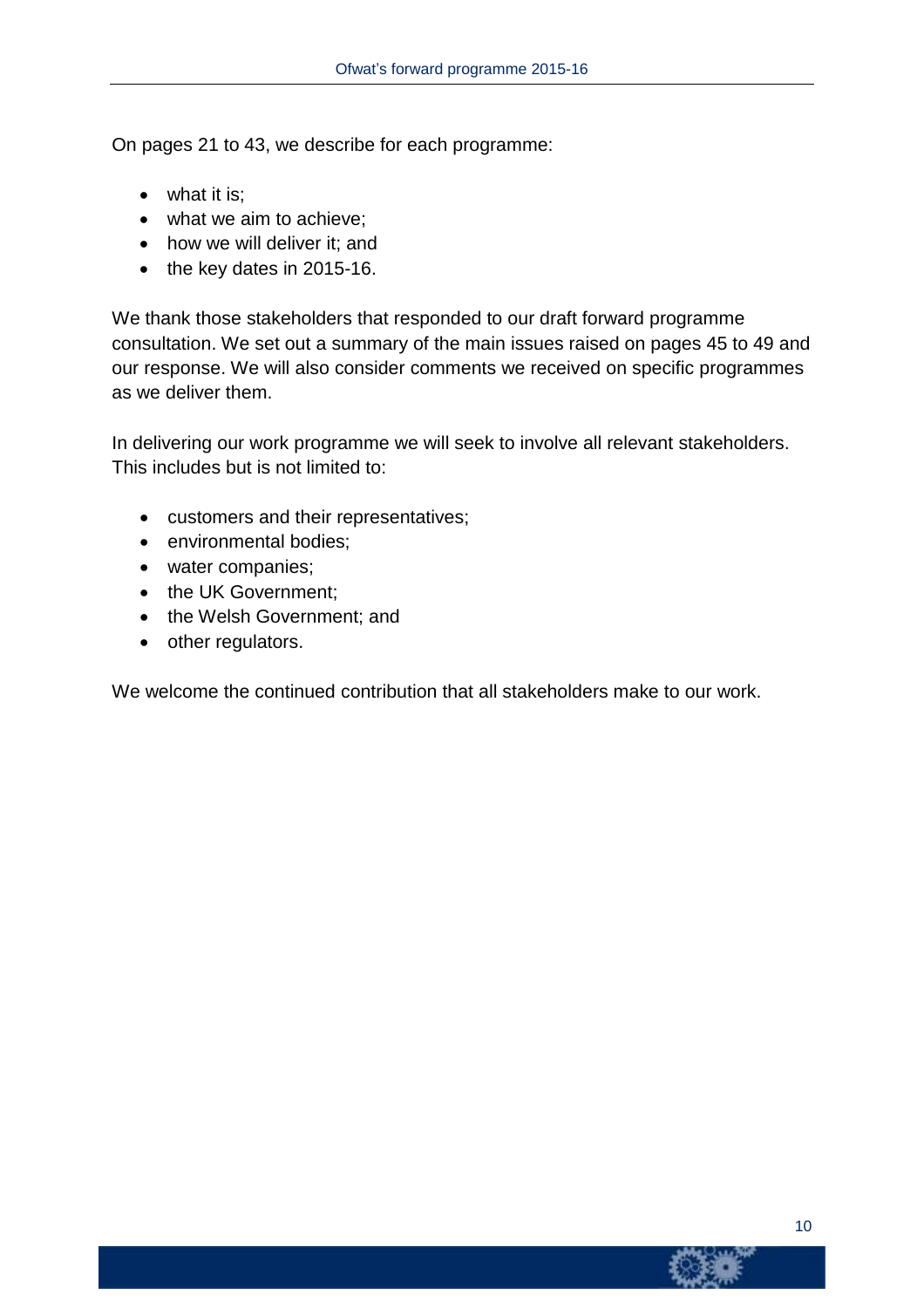On pages 21 to 43, we describe for each programme:

- what it is;
- what we aim to achieve;
- how we will deliver it; and
- the key dates in 2015-16.

We thank those stakeholders that responded to our draft forward programme consultation. We set out a summary of the main issues raised on pages 45 to 49 and our response. We will also consider comments we received on specific programmes as we deliver them.

In delivering our work programme we will seek to involve all relevant stakeholders. This includes but is not limited to:

- customers and their representatives;
- environmental bodies;
- water companies;
- the UK Government;
- the Welsh Government; and
- other regulators.

We welcome the continued contribution that all stakeholders make to our work.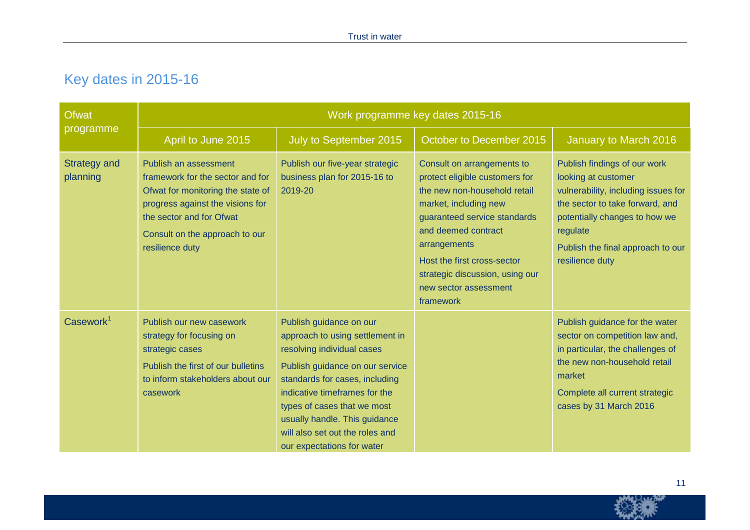## Key dates in 2015-16

| Ofwat programme | Work programme key dates 2015-16 | | | |
|---|---|---|---|---|
| | April to June 2015 | July to September 2015 | October to December 2015 | January to March 2016 |
| Strategy and planning | Publish an assessment framework for the sector and for Ofwat for monitoring the state of progress against the visions for the sector and for Ofwat<br><br>Consult on the approach to our resilience duty | Publish our five-year strategic business plan for 2015-16 to 2019-20 | Consult on arrangements to protect eligible customers for the new non-household retail market, including new guaranteed service standards and deemed contract arrangements<br><br>Host the first cross-sector strategic discussion, using our new sector assessment framework | Publish findings of our work looking at customer vulnerability, including issues for the sector to take forward, and potentially changes to how we regulate<br><br>Publish the final approach to our resilience duty |
| Casework[1] | Publish our new casework strategy for focusing on strategic cases<br><br>Publish the first of our bulletins to inform stakeholders about our casework | Publish guidance on our approach to using settlement in resolving individual cases<br><br>Publish guidance on our service standards for cases, including indicative timeframes for the types of cases that we most usually handle. This guidance will also set out the roles and our expectations for water | | Publish guidance for the water sector on competition law and, in particular, the challenges of the new non-household retail market<br><br>Complete all current strategic cases by 31 March 2016 |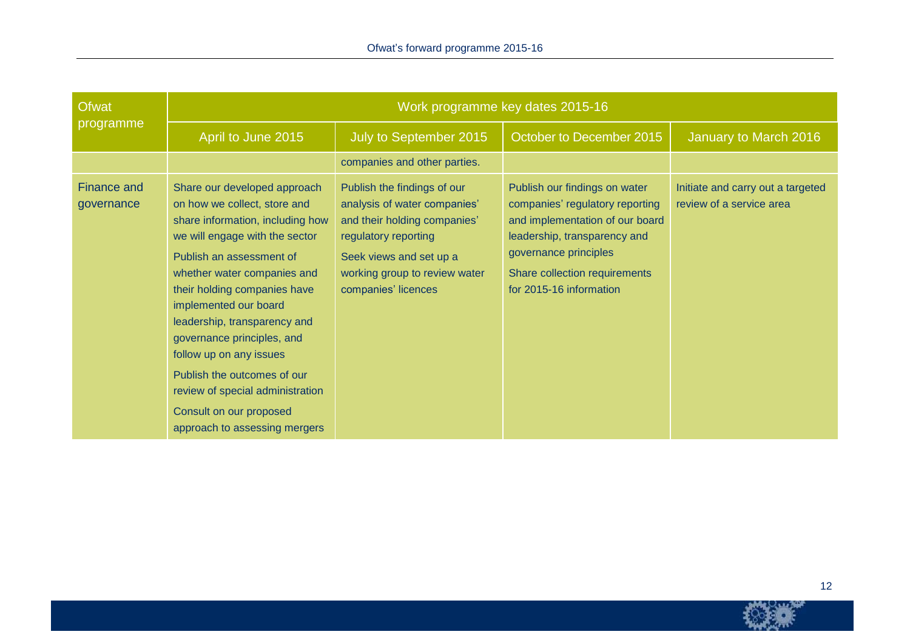| Ofwat programme | Work programme key dates 2015-16 | | | |
|---|---|---|---|---|
| | April to June 2015 | July to September 2015 | October to December 2015 | January to March 2016 |
| | | companies and other parties. | | |
| Finance and governance | Share our developed approach on how we collect, store and share information, including how we will engage with the sector<br><br>Publish an assessment of whether water companies and their holding companies have implemented our board leadership, transparency and governance principles, and follow up on any issues<br><br>Publish the outcomes of our review of special administration<br><br>Consult on our proposed approach to assessing mergers | Publish the findings of our analysis of water companies' and their holding companies' regulatory reporting<br><br>Seek views and set up a working group to review water companies' licences | Publish our findings on water companies' regulatory reporting and implementation of our board leadership, transparency and governance principles<br><br>Share collection requirements for 2015-16 information | Initiate and carry out a targeted review of a service area |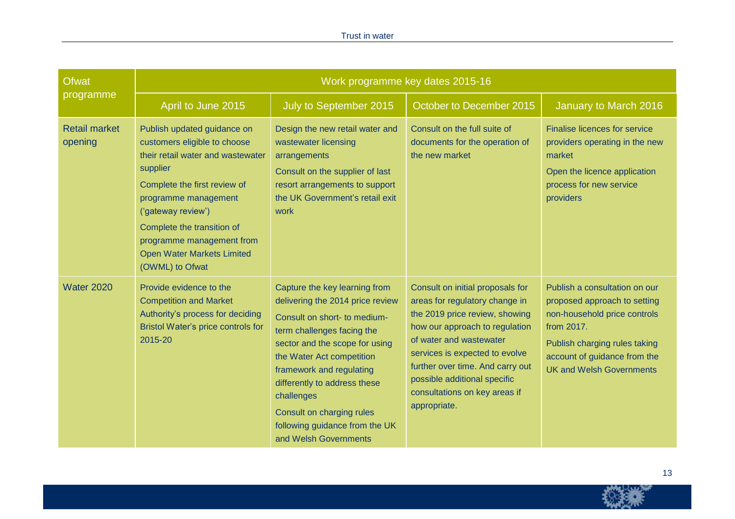| Ofwat programme | Work programme key dates 2015-16 | | | |
|---|---|---|---|---|
| | April to June 2015 | July to September 2015 | October to December 2015 | January to March 2016 |
| Retail market opening | Publish updated guidance on customers eligible to choose their retail water and wastewater supplier<br>Complete the first review of programme management ('gateway review')<br>Complete the transition of programme management from Open Water Markets Limited (OWML) to Ofwat | Design the new retail water and wastewater licensing arrangements<br>Consult on the supplier of last resort arrangements to support the UK Government's retail exit work | Consult on the full suite of documents for the operation of the new market | Finalise licences for service providers operating in the new market<br>Open the licence application process for new service providers |
| Water 2020 | Provide evidence to the Competition and Market Authority's process for deciding Bristol Water's price controls for 2015-20 | Capture the key learning from delivering the 2014 price review<br>Consult on short- to medium-term challenges facing the sector and the scope for using the Water Act competition framework and regulating differently to address these challenges<br>Consult on charging rules following guidance from the UK and Welsh Governments | Consult on initial proposals for areas for regulatory change in the 2019 price review, showing how our approach to regulation of water and wastewater services is expected to evolve further over time. And carry out possible additional specific consultations on key areas if appropriate. | Publish a consultation on our proposed approach to setting non-household price controls from 2017.<br>Publish charging rules taking account of guidance from the UK and Welsh Governments |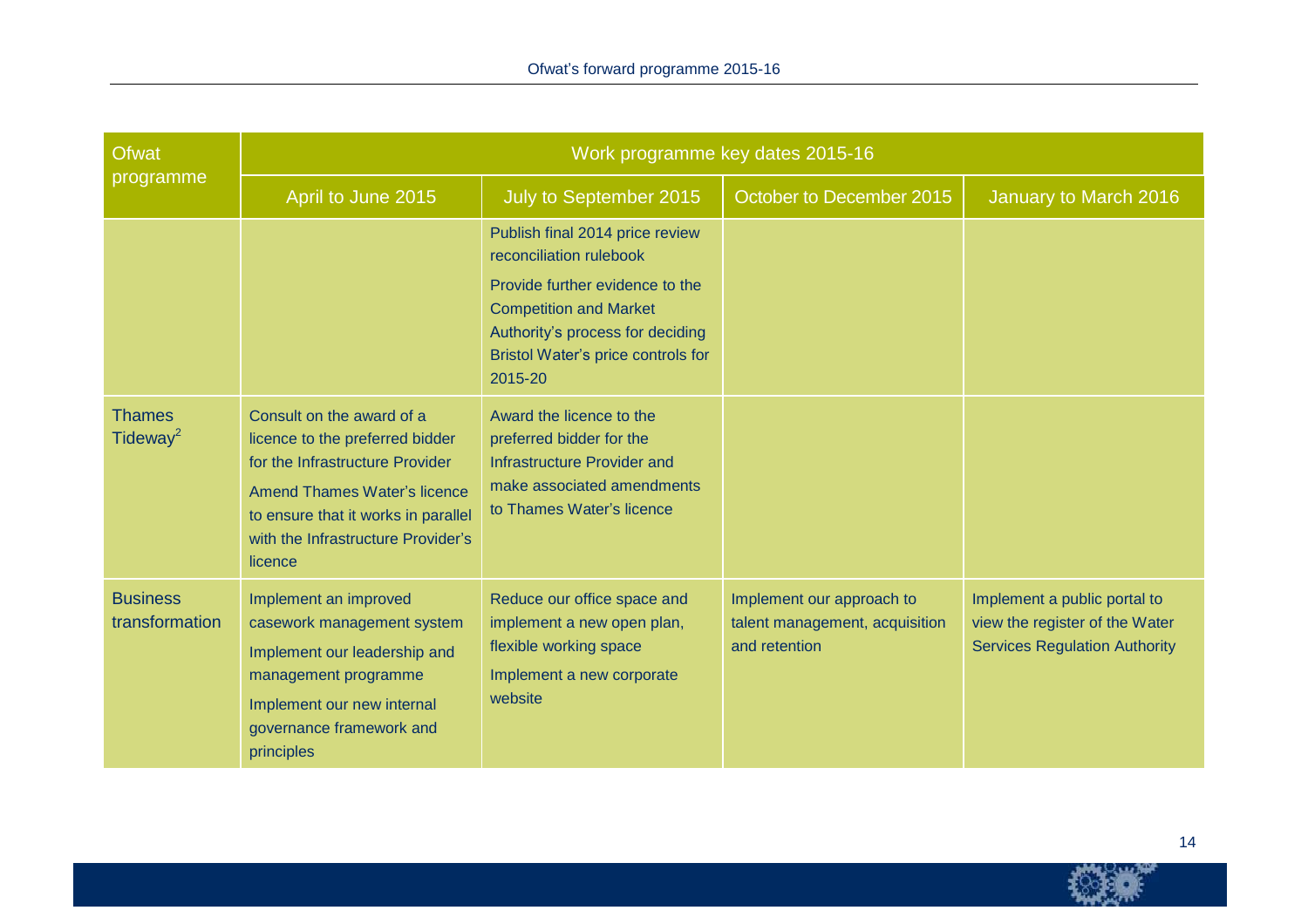| Ofwat programme | Work programme key dates 2015-16 | | | |
|---|---|---|---|---|
| | April to June 2015 | July to September 2015 | October to December 2015 | January to March 2016 |
| | | Publish final 2014 price review reconciliation rulebook<br><br>Provide further evidence to the Competition and Market Authority's process for deciding Bristol Water's price controls for 2015-20 | | |
| Thames Tideway[2] | Consult on the award of a licence to the preferred bidder for the Infrastructure Provider<br><br>Amend Thames Water's licence to ensure that it works in parallel with the Infrastructure Provider's licence | Award the licence to the preferred bidder for the Infrastructure Provider and make associated amendments to Thames Water's licence | | |
| Business transformation | Implement an improved casework management system<br><br>Implement our leadership and management programme<br><br>Implement our new internal governance framework and principles | Reduce our office space and implement a new open plan, flexible working space<br><br>Implement a new corporate website | Implement our approach to talent management, acquisition and retention | Implement a public portal to view the register of the Water Services Regulation Authority |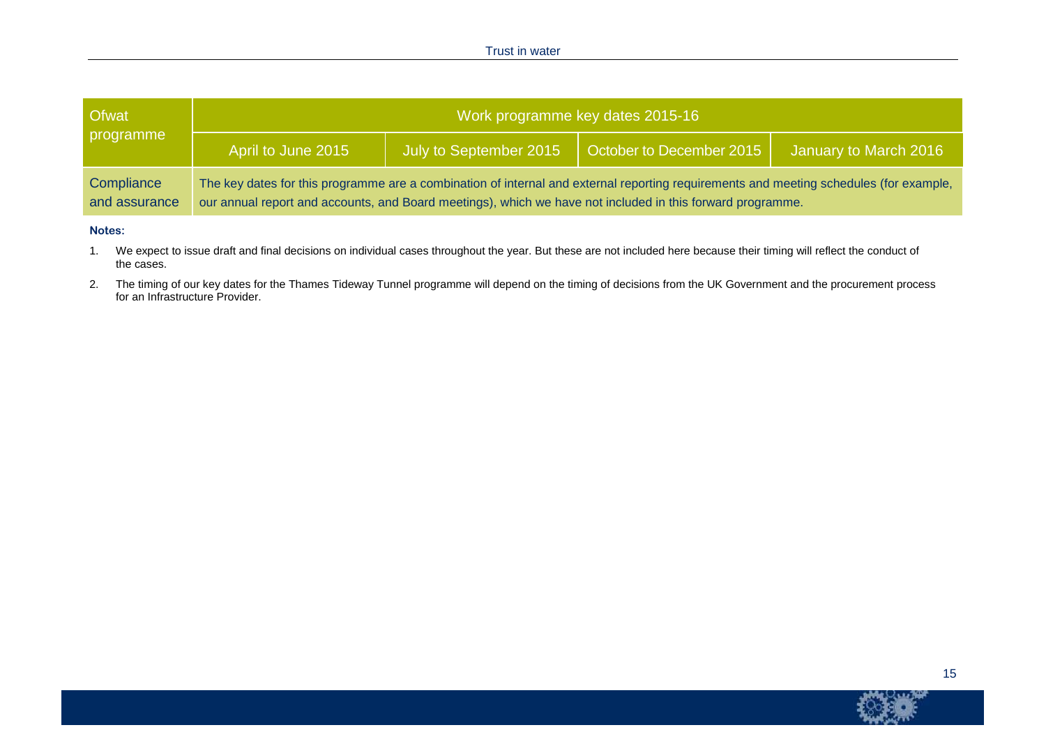| Ofwat programme | Work programme key dates 2015-16 | | | |
|---|---|---|---|---|
| | April to June 2015 | July to September 2015 | October to December 2015 | January to March 2016 |
| Compliance and assurance | The key dates for this programme are a combination of internal and external reporting requirements and meeting schedules (for example, our annual report and accounts, and Board meetings), which we have not included in this forward programme. | | | |

**Notes:**

1. We expect to issue draft and final decisions on individual cases throughout the year. But these are not included here because their timing will reflect the conduct of the cases.
2. The timing of our key dates for the Thames Tideway Tunnel programme will depend on the timing of decisions from the UK Government and the procurement process for an Infrastructure Provider.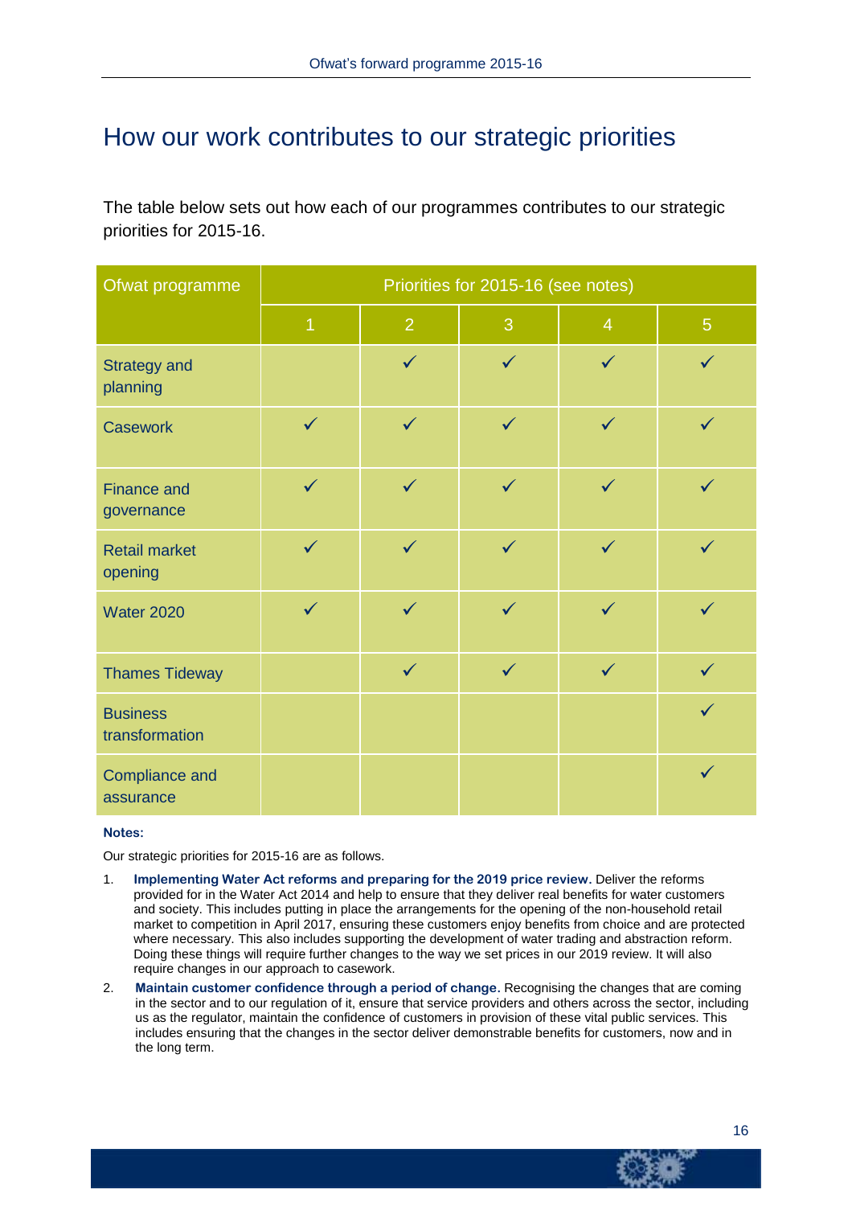# How our work contributes to our strategic priorities

The table below sets out how each of our programmes contributes to our strategic priorities for 2015-16.

| Ofwat programme | Priorities for 2015-16 (see notes) | | | | |
|---|---|---|---|---|---|
| | 1 | 2 | 3 | 4 | 5 |
| Strategy and planning | | ✓ | ✓ | ✓ | ✓ |
| Casework | ✓ | ✓ | ✓ | ✓ | ✓ |
| Finance and governance | ✓ | ✓ | ✓ | ✓ | ✓ |
| Retail market opening | ✓ | ✓ | ✓ | ✓ | ✓ |
| Water 2020 | ✓ | ✓ | ✓ | ✓ | ✓ |
| Thames Tideway | | ✓ | ✓ | ✓ | ✓ |
| Business transformation | | | | | ✓ |
| Compliance and assurance | | | | | ✓ |

**Notes:**

Our strategic priorities for 2015-16 are as follows.

1. **Implementing Water Act reforms and preparing for the 2019 price review.** Deliver the reforms provided for in the Water Act 2014 and help to ensure that they deliver real benefits for water customers and society. This includes putting in place the arrangements for the opening of the non-household retail market to competition in April 2017, ensuring these customers enjoy benefits from choice and are protected where necessary. This also includes supporting the development of water trading and abstraction reform. Doing these things will require further changes to the way we set prices in our 2019 review. It will also require changes in our approach to casework.
2. **Maintain customer confidence through a period of change.** Recognising the changes that are coming in the sector and to our regulation of it, ensure that service providers and others across the sector, including us as the regulator, maintain the confidence of customers in provision of these vital public services. This includes ensuring that the changes in the sector deliver demonstrable benefits for customers, now and in the long term.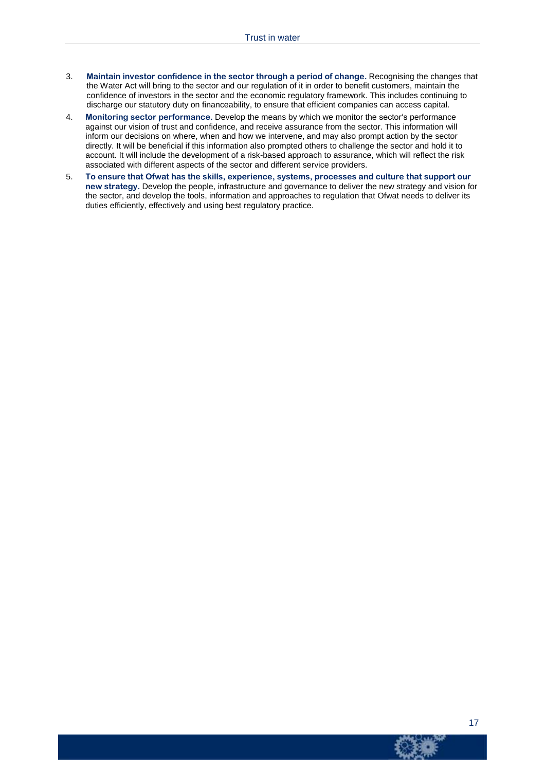3. **Maintain investor confidence in the sector through a period of change.** Recognising the changes that the Water Act will bring to the sector and our regulation of it in order to benefit customers, maintain the confidence of investors in the sector and the economic regulatory framework. This includes continuing to discharge our statutory duty on financeability, to ensure that efficient companies can access capital.
4. **Monitoring sector performance.** Develop the means by which we monitor the sector's performance against our vision of trust and confidence, and receive assurance from the sector. This information will inform our decisions on where, when and how we intervene, and may also prompt action by the sector directly. It will be beneficial if this information also prompted others to challenge the sector and hold it to account. It will include the development of a risk-based approach to assurance, which will reflect the risk associated with different aspects of the sector and different service providers.
5. **To ensure that Ofwat has the skills, experience, systems, processes and culture that support our new strategy.** Develop the people, infrastructure and governance to deliver the new strategy and vision for the sector, and develop the tools, information and approaches to regulation that Ofwat needs to deliver its duties efficiently, effectively and using best regulatory practice.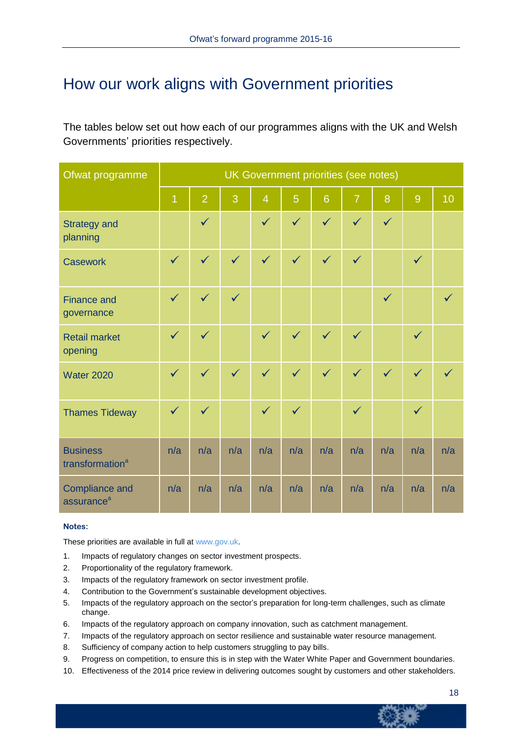# How our work aligns with Government priorities

The tables below set out how each of our programmes aligns with the UK and Welsh Governments' priorities respectively.

| Ofwat programme | UK Government priorities (see notes) | | | | | | | | | |
|---|---|---|---|---|---|---|---|---|---|---|
| | 1 | 2 | 3 | 4 | 5 | 6 | 7 | 8 | 9 | 10 |
| Strategy and planning | | ✓ | | ✓ | ✓ | ✓ | ✓ | ✓ | | |
| Casework | ✓ | ✓ | ✓ | ✓ | ✓ | ✓ | ✓ | | ✓ | |
| Finance and governance | ✓ | ✓ | ✓ | | | | | ✓ | | ✓ |
| Retail market opening | ✓ | ✓ | | ✓ | ✓ | ✓ | ✓ | | ✓ | |
| Water 2020 | ✓ | ✓ | ✓ | ✓ | ✓ | ✓ | ✓ | ✓ | ✓ | ✓ |
| Thames Tideway | ✓ | ✓ | | ✓ | ✓ | | ✓ | | ✓ | |
| Business transformation[a] | n/a | n/a | n/a | n/a | n/a | n/a | n/a | n/a | n/a | n/a |
| Compliance and assurance[a] | n/a | n/a | n/a | n/a | n/a | n/a | n/a | n/a | n/a | n/a |

**Notes:**

These priorities are available in full at www.gov.uk.

1. Impacts of regulatory changes on sector investment prospects.
2. Proportionality of the regulatory framework.
3. Impacts of the regulatory framework on sector investment profile.
4. Contribution to the Government's sustainable development objectives.
5. Impacts of the regulatory approach on the sector's preparation for long-term challenges, such as climate change.
6. Impacts of the regulatory approach on company innovation, such as catchment management.
7. Impacts of the regulatory approach on sector resilience and sustainable water resource management.
8. Sufficiency of company action to help customers struggling to pay bills.
9. Progress on competition, to ensure this is in step with the Water White Paper and Government boundaries.
10. Effectiveness of the 2014 price review in delivering outcomes sought by customers and other stakeholders.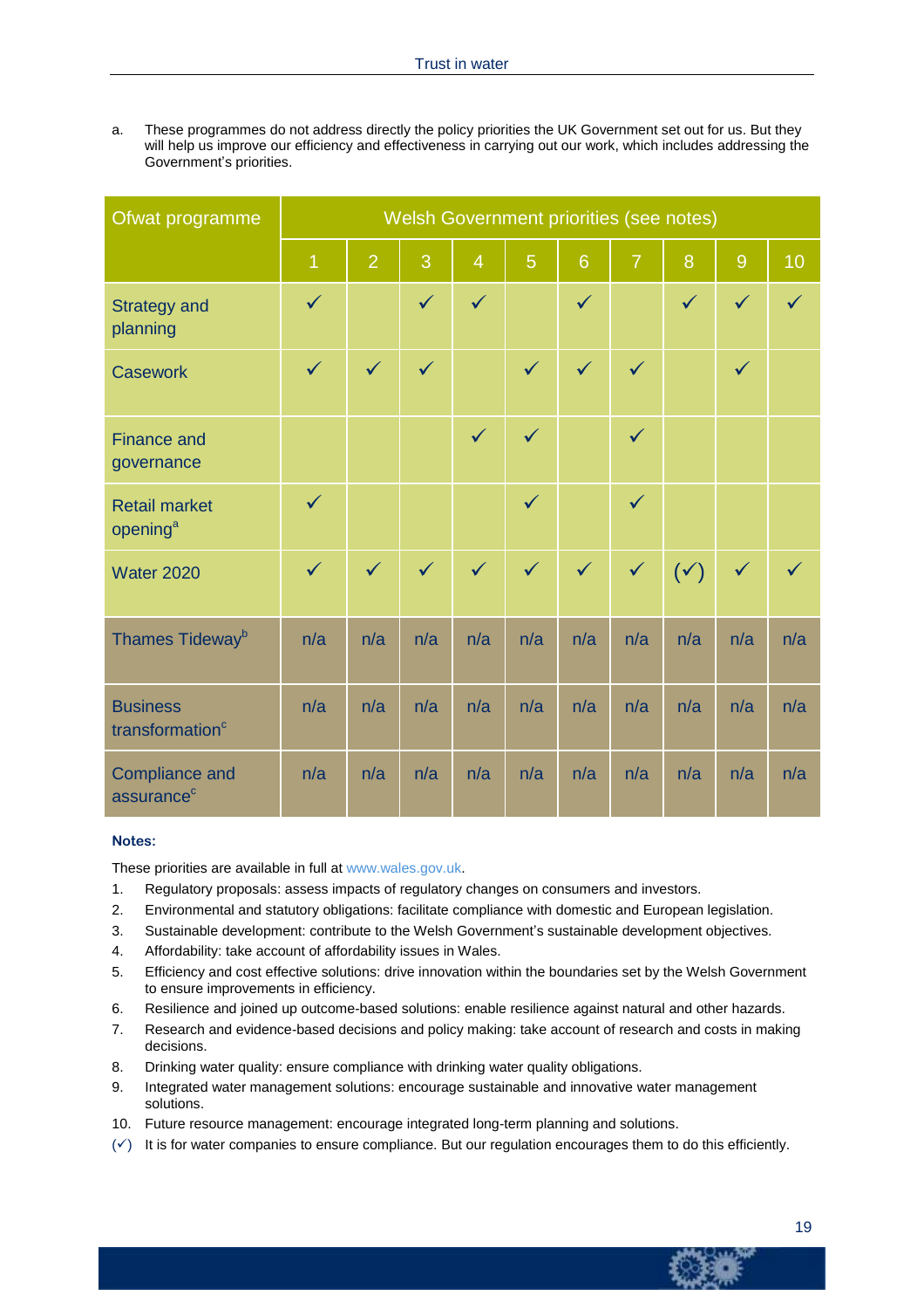a. These programmes do not address directly the policy priorities the UK Government set out for us. But they will help us improve our efficiency and effectiveness in carrying out our work, which includes addressing the Government's priorities.

| Ofwat programme | Welsh Government priorities (see notes) | | | | | | | | | |
|---|---|---|---|---|---|---|---|---|---|---|
| | 1 | 2 | 3 | 4 | 5 | 6 | 7 | 8 | 9 | 10 |
| Strategy and planning | ✓ | | ✓ | ✓ | | ✓ | | ✓ | ✓ | ✓ |
| Casework | ✓ | ✓ | ✓ | | ✓ | ✓ | ✓ | | ✓ | |
| Finance and governance | | | | ✓ | ✓ | | ✓ | | | |
| Retail market opening[a] | ✓ | | | | ✓ | | ✓ | | | |
| Water 2020 | ✓ | ✓ | ✓ | ✓ | ✓ | ✓ | ✓ | (✓) | ✓ | ✓ |
| Thames Tideway[b] | n/a | n/a | n/a | n/a | n/a | n/a | n/a | n/a | n/a | n/a |
| Business transformation[c] | n/a | n/a | n/a | n/a | n/a | n/a | n/a | n/a | n/a | n/a |
| Compliance and assurance[c] | n/a | n/a | n/a | n/a | n/a | n/a | n/a | n/a | n/a | n/a |

**Notes:**

These priorities are available in full at www.wales.gov.uk.

1. Regulatory proposals: assess impacts of regulatory changes on consumers and investors.
2. Environmental and statutory obligations: facilitate compliance with domestic and European legislation.
3. Sustainable development: contribute to the Welsh Government's sustainable development objectives.
4. Affordability: take account of affordability issues in Wales.
5. Efficiency and cost effective solutions: drive innovation within the boundaries set by the Welsh Government to ensure improvements in efficiency.
6. Resilience and joined up outcome-based solutions: enable resilience against natural and other hazards.
7. Research and evidence-based decisions and policy making: take account of research and costs in making decisions.
8. Drinking water quality: ensure compliance with drinking water quality obligations.
9. Integrated water management solutions: encourage sustainable and innovative water management solutions.
10. Future resource management: encourage integrated long-term planning and solutions.

(✓) It is for water companies to ensure compliance. But our regulation encourages them to do this efficiently.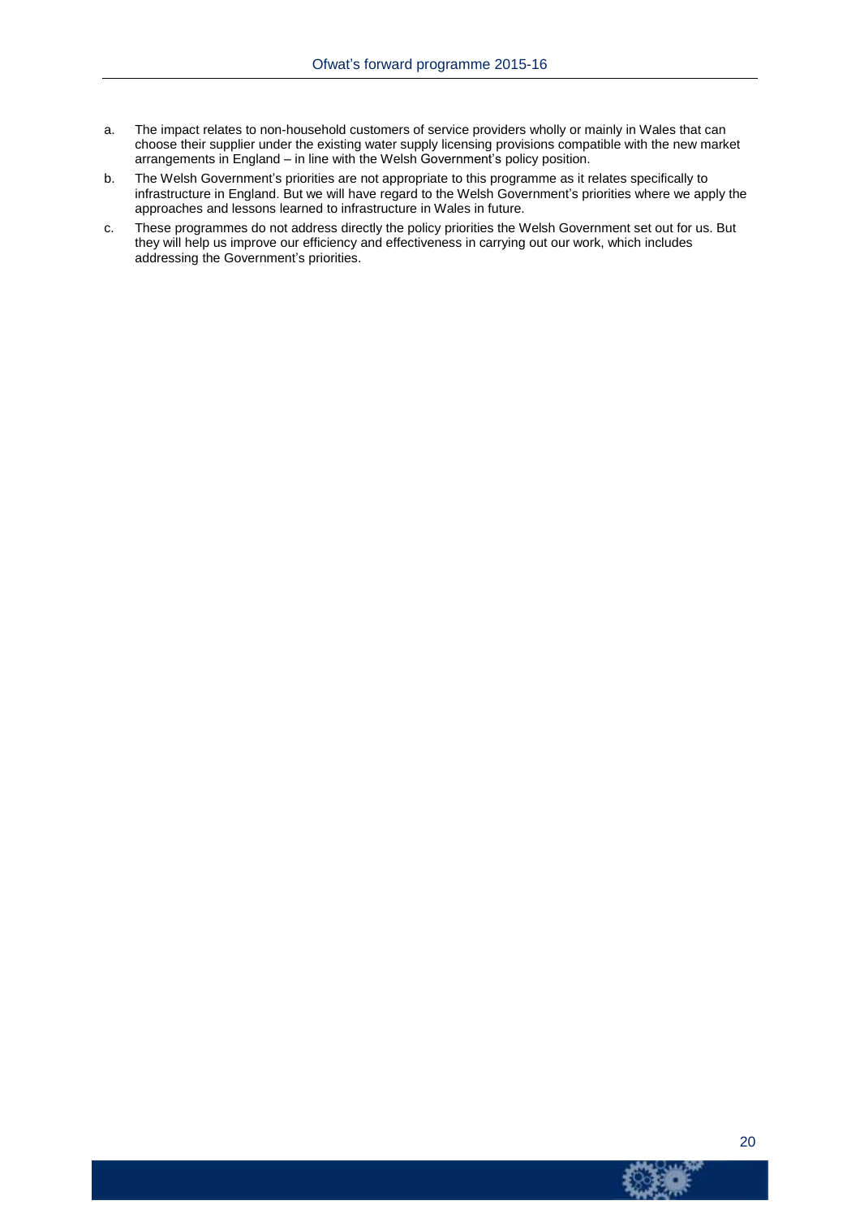a. The impact relates to non-household customers of service providers wholly or mainly in Wales that can choose their supplier under the existing water supply licensing provisions compatible with the new market arrangements in England – in line with the Welsh Government's policy position.
b. The Welsh Government's priorities are not appropriate to this programme as it relates specifically to infrastructure in England. But we will have regard to the Welsh Government's priorities where we apply the approaches and lessons learned to infrastructure in Wales in future.
c. These programmes do not address directly the policy priorities the Welsh Government set out for us. But they will help us improve our efficiency and effectiveness in carrying out our work, which includes addressing the Government's priorities.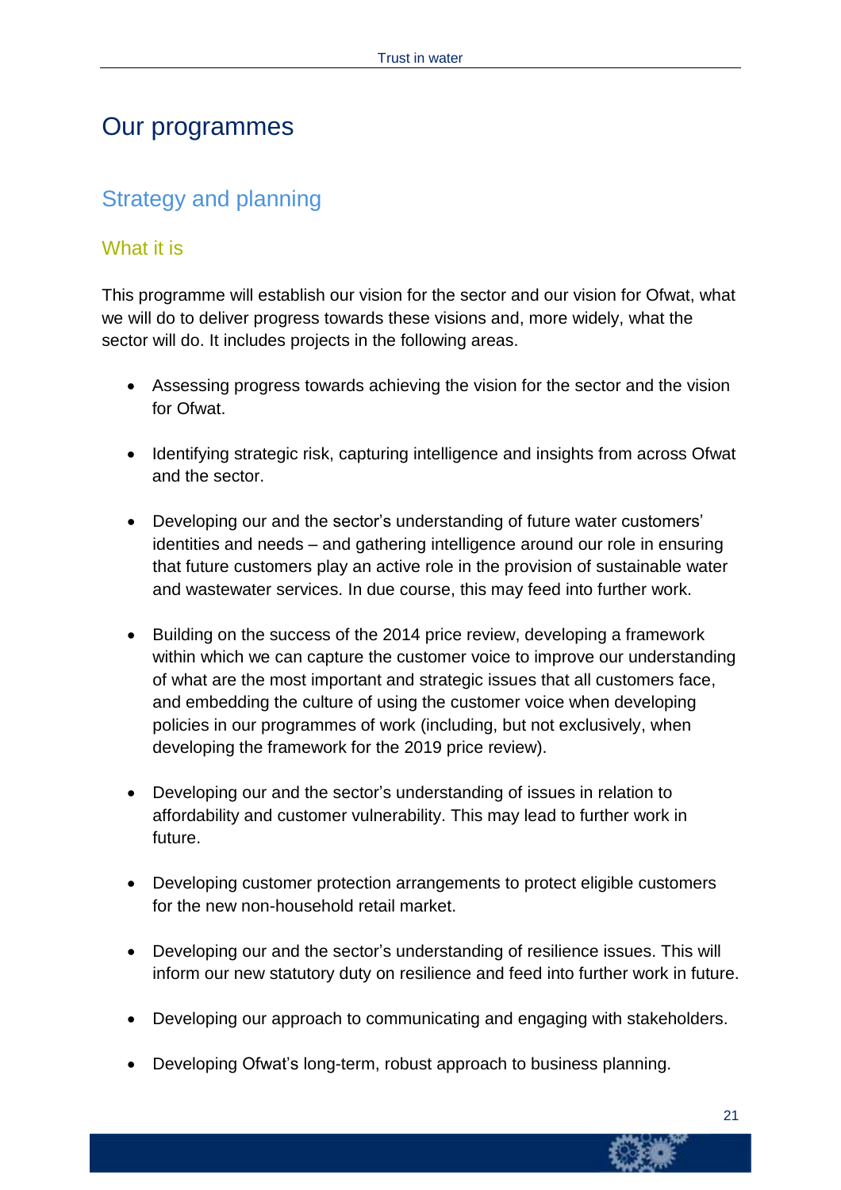# Our programmes

## Strategy and planning

### What it is

This programme will establish our vision for the sector and our vision for Ofwat, what we will do to deliver progress towards these visions and, more widely, what the sector will do. It includes projects in the following areas.

- Assessing progress towards achieving the vision for the sector and the vision for Ofwat.

- Identifying strategic risk, capturing intelligence and insights from across Ofwat and the sector.

- Developing our and the sector's understanding of future water customers' identities and needs – and gathering intelligence around our role in ensuring that future customers play an active role in the provision of sustainable water and wastewater services. In due course, this may feed into further work.

- Building on the success of the 2014 price review, developing a framework within which we can capture the customer voice to improve our understanding of what are the most important and strategic issues that all customers face, and embedding the culture of using the customer voice when developing policies in our programmes of work (including, but not exclusively, when developing the framework for the 2019 price review).

- Developing our and the sector's understanding of issues in relation to affordability and customer vulnerability. This may lead to further work in future.

- Developing customer protection arrangements to protect eligible customers for the new non-household retail market.

- Developing our and the sector's understanding of resilience issues. This will inform our new statutory duty on resilience and feed into further work in future.

- Developing our approach to communicating and engaging with stakeholders.

- Developing Ofwat's long-term, robust approach to business planning.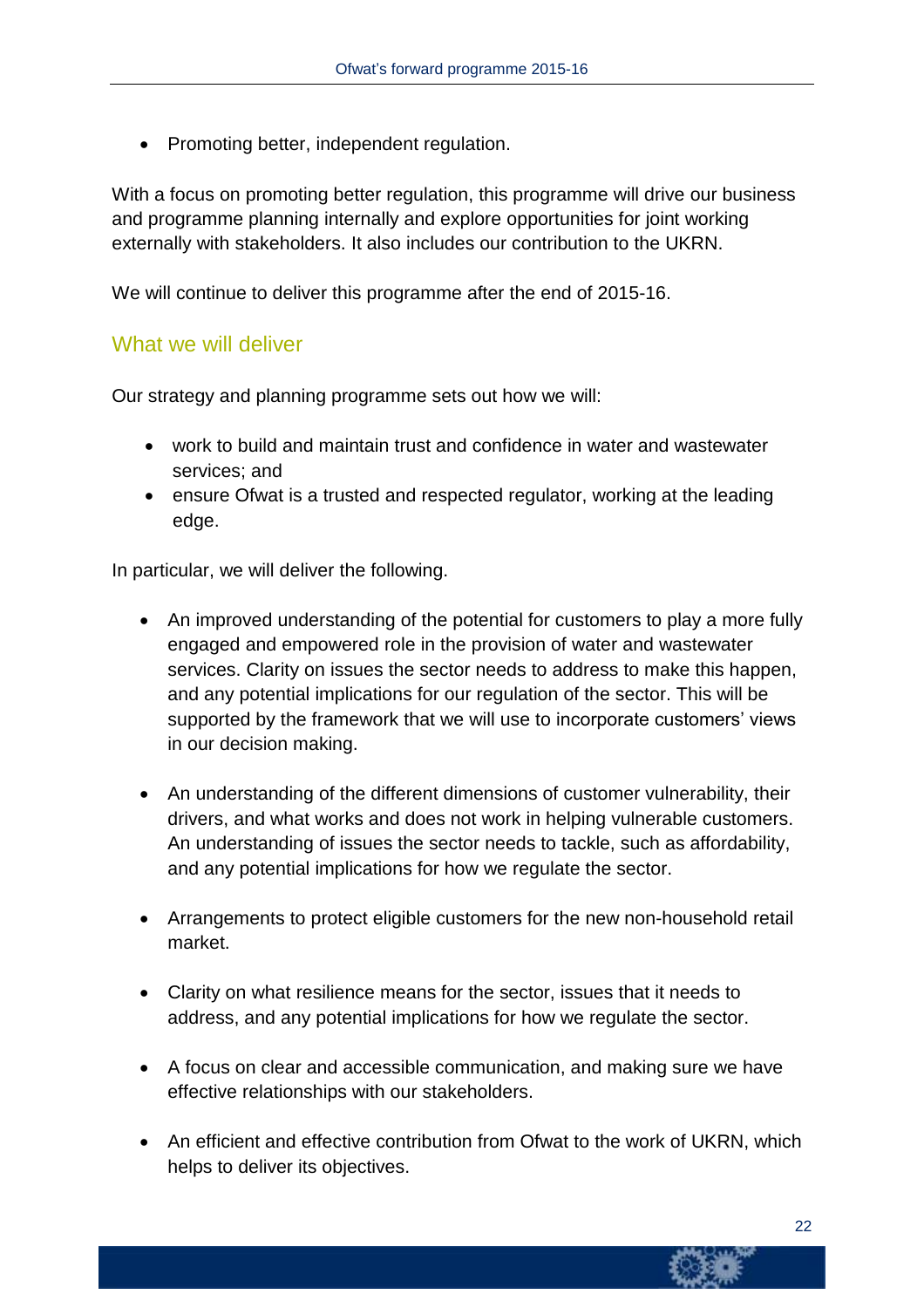- Promoting better, independent regulation.

With a focus on promoting better regulation, this programme will drive our business and programme planning internally and explore opportunities for joint working externally with stakeholders. It also includes our contribution to the UKRN.

We will continue to deliver this programme after the end of 2015-16.

## What we will deliver

Our strategy and planning programme sets out how we will:

- work to build and maintain trust and confidence in water and wastewater services; and
- ensure Ofwat is a trusted and respected regulator, working at the leading edge.

In particular, we will deliver the following.

- An improved understanding of the potential for customers to play a more fully engaged and empowered role in the provision of water and wastewater services. Clarity on issues the sector needs to address to make this happen, and any potential implications for our regulation of the sector. This will be supported by the framework that we will use to incorporate customers' views in our decision making.

- An understanding of the different dimensions of customer vulnerability, their drivers, and what works and does not work in helping vulnerable customers. An understanding of issues the sector needs to tackle, such as affordability, and any potential implications for how we regulate the sector.

- Arrangements to protect eligible customers for the new non-household retail market.

- Clarity on what resilience means for the sector, issues that it needs to address, and any potential implications for how we regulate the sector.

- A focus on clear and accessible communication, and making sure we have effective relationships with our stakeholders.

- An efficient and effective contribution from Ofwat to the work of UKRN, which helps to deliver its objectives.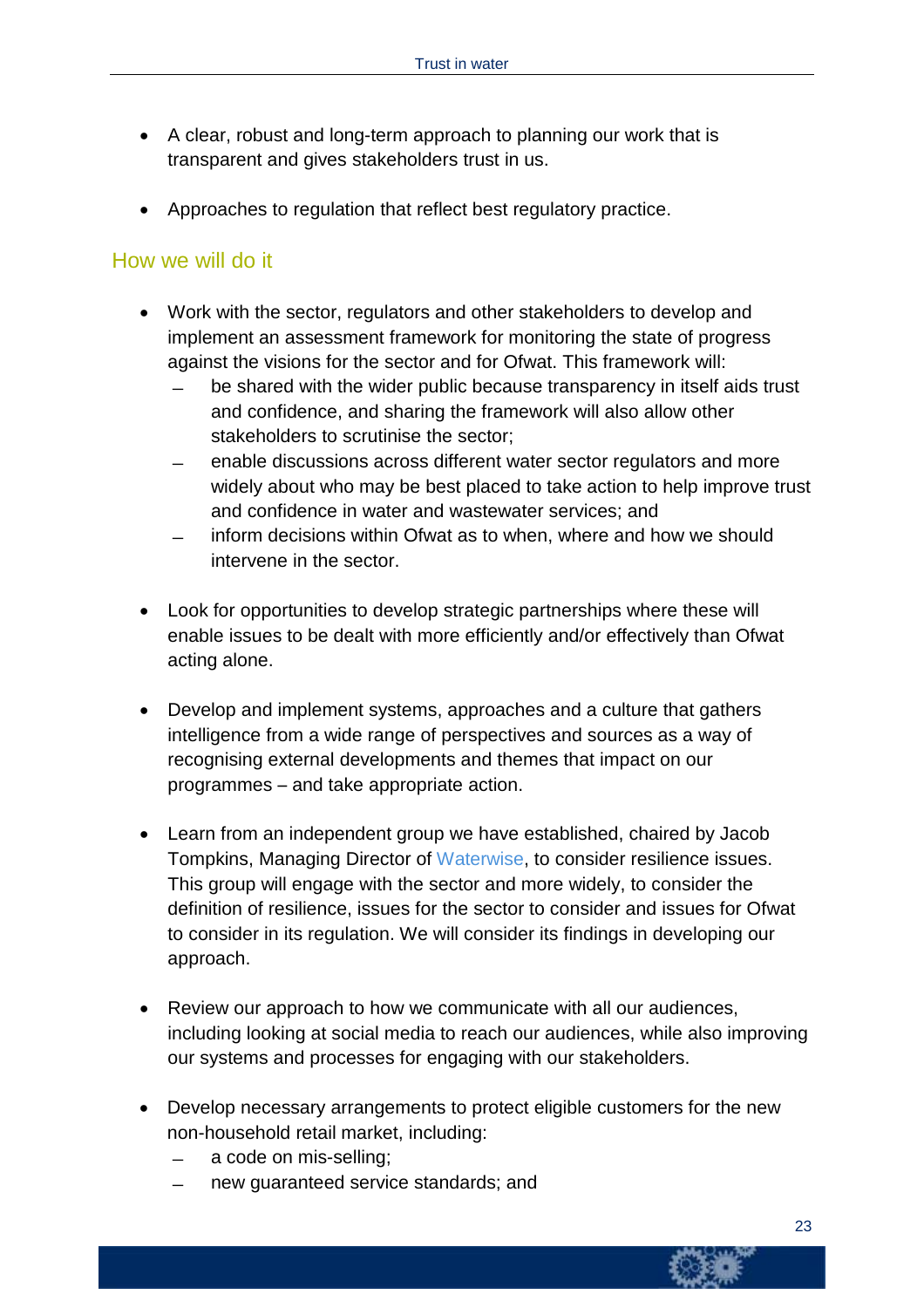- A clear, robust and long-term approach to planning our work that is transparent and gives stakeholders trust in us.

- Approaches to regulation that reflect best regulatory practice.

## How we will do it

- Work with the sector, regulators and other stakeholders to develop and implement an assessment framework for monitoring the state of progress against the visions for the sector and for Ofwat. This framework will:
  - be shared with the wider public because transparency in itself aids trust and confidence, and sharing the framework will also allow other stakeholders to scrutinise the sector;
  - enable discussions across different water sector regulators and more widely about who may be best placed to take action to help improve trust and confidence in water and wastewater services; and
  - inform decisions within Ofwat as to when, where and how we should intervene in the sector.

- Look for opportunities to develop strategic partnerships where these will enable issues to be dealt with more efficiently and/or effectively than Ofwat acting alone.

- Develop and implement systems, approaches and a culture that gathers intelligence from a wide range of perspectives and sources as a way of recognising external developments and themes that impact on our programmes – and take appropriate action.

- Learn from an independent group we have established, chaired by Jacob Tompkins, Managing Director of Waterwise, to consider resilience issues. This group will engage with the sector and more widely, to consider the definition of resilience, issues for the sector to consider and issues for Ofwat to consider in its regulation. We will consider its findings in developing our approach.

- Review our approach to how we communicate with all our audiences, including looking at social media to reach our audiences, while also improving our systems and processes for engaging with our stakeholders.

- Develop necessary arrangements to protect eligible customers for the new non-household retail market, including:
  - a code on mis-selling;
  - new guaranteed service standards; and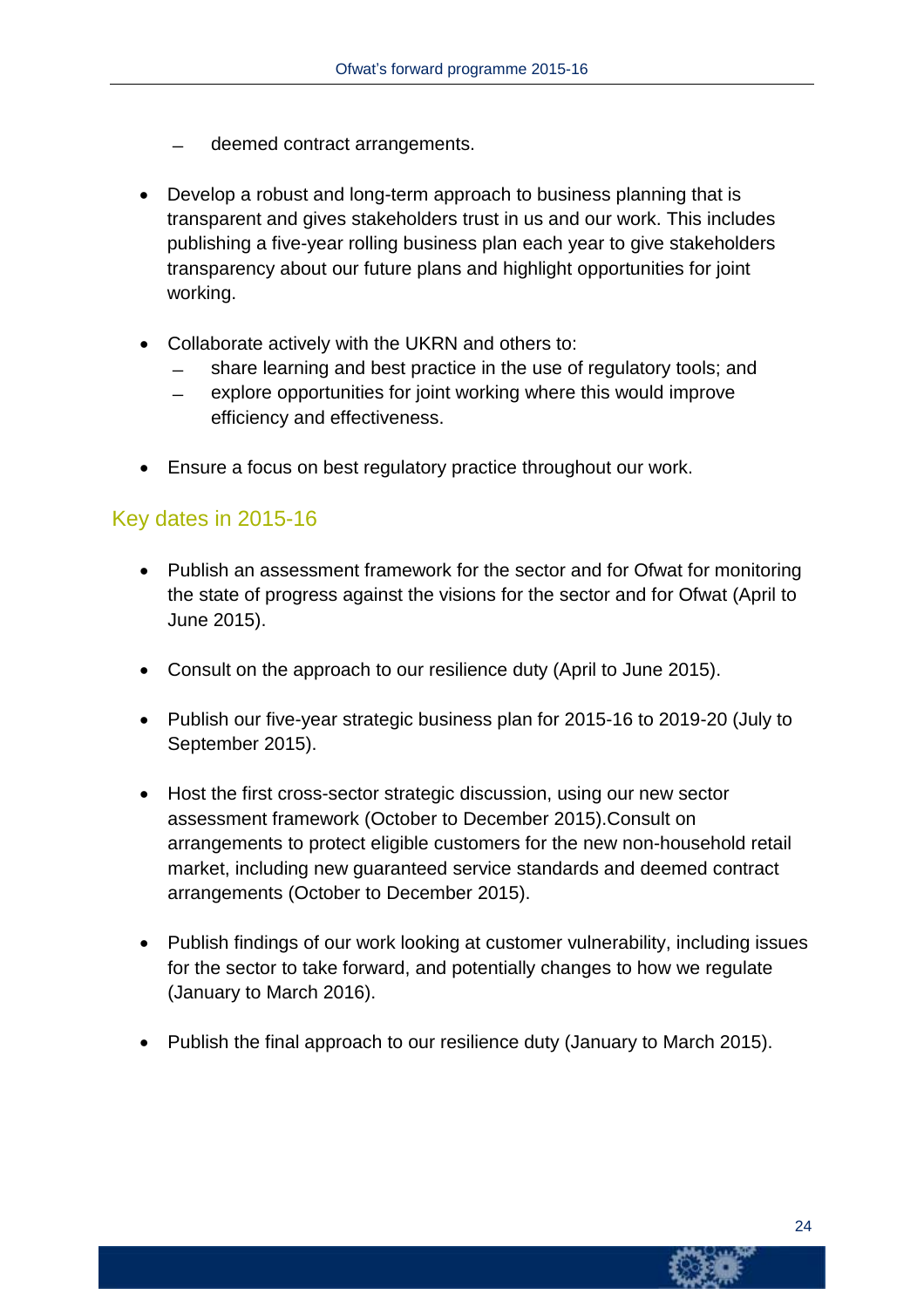- deemed contract arrangements.

- Develop a robust and long-term approach to business planning that is transparent and gives stakeholders trust in us and our work. This includes publishing a five-year rolling business plan each year to give stakeholders transparency about our future plans and highlight opportunities for joint working.

- Collaborate actively with the UKRN and others to:
  - share learning and best practice in the use of regulatory tools; and
  - explore opportunities for joint working where this would improve efficiency and effectiveness.

- Ensure a focus on best regulatory practice throughout our work.

## Key dates in 2015-16

- Publish an assessment framework for the sector and for Ofwat for monitoring the state of progress against the visions for the sector and for Ofwat (April to June 2015).

- Consult on the approach to our resilience duty (April to June 2015).

- Publish our five-year strategic business plan for 2015-16 to 2019-20 (July to September 2015).

- Host the first cross-sector strategic discussion, using our new sector assessment framework (October to December 2015).Consult on arrangements to protect eligible customers for the new non-household retail market, including new guaranteed service standards and deemed contract arrangements (October to December 2015).

- Publish findings of our work looking at customer vulnerability, including issues for the sector to take forward, and potentially changes to how we regulate (January to March 2016).

- Publish the final approach to our resilience duty (January to March 2015).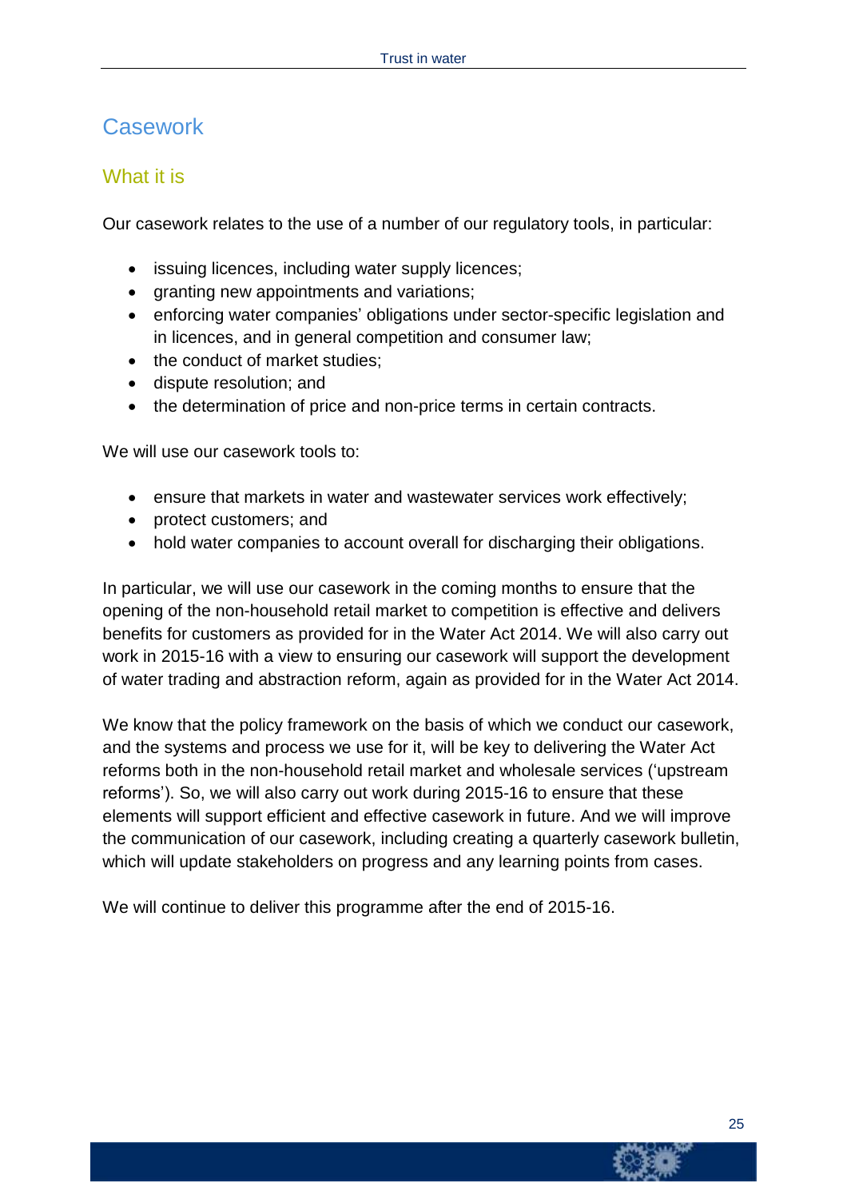## Casework

### What it is

Our casework relates to the use of a number of our regulatory tools, in particular:

- issuing licences, including water supply licences;
- granting new appointments and variations;
- enforcing water companies' obligations under sector-specific legislation and in licences, and in general competition and consumer law;
- the conduct of market studies;
- dispute resolution; and
- the determination of price and non-price terms in certain contracts.

We will use our casework tools to:

- ensure that markets in water and wastewater services work effectively;
- protect customers; and
- hold water companies to account overall for discharging their obligations.

In particular, we will use our casework in the coming months to ensure that the opening of the non-household retail market to competition is effective and delivers benefits for customers as provided for in the Water Act 2014. We will also carry out work in 2015-16 with a view to ensuring our casework will support the development of water trading and abstraction reform, again as provided for in the Water Act 2014.

We know that the policy framework on the basis of which we conduct our casework, and the systems and process we use for it, will be key to delivering the Water Act reforms both in the non-household retail market and wholesale services ('upstream reforms'). So, we will also carry out work during 2015-16 to ensure that these elements will support efficient and effective casework in future. And we will improve the communication of our casework, including creating a quarterly casework bulletin, which will update stakeholders on progress and any learning points from cases.

We will continue to deliver this programme after the end of 2015-16.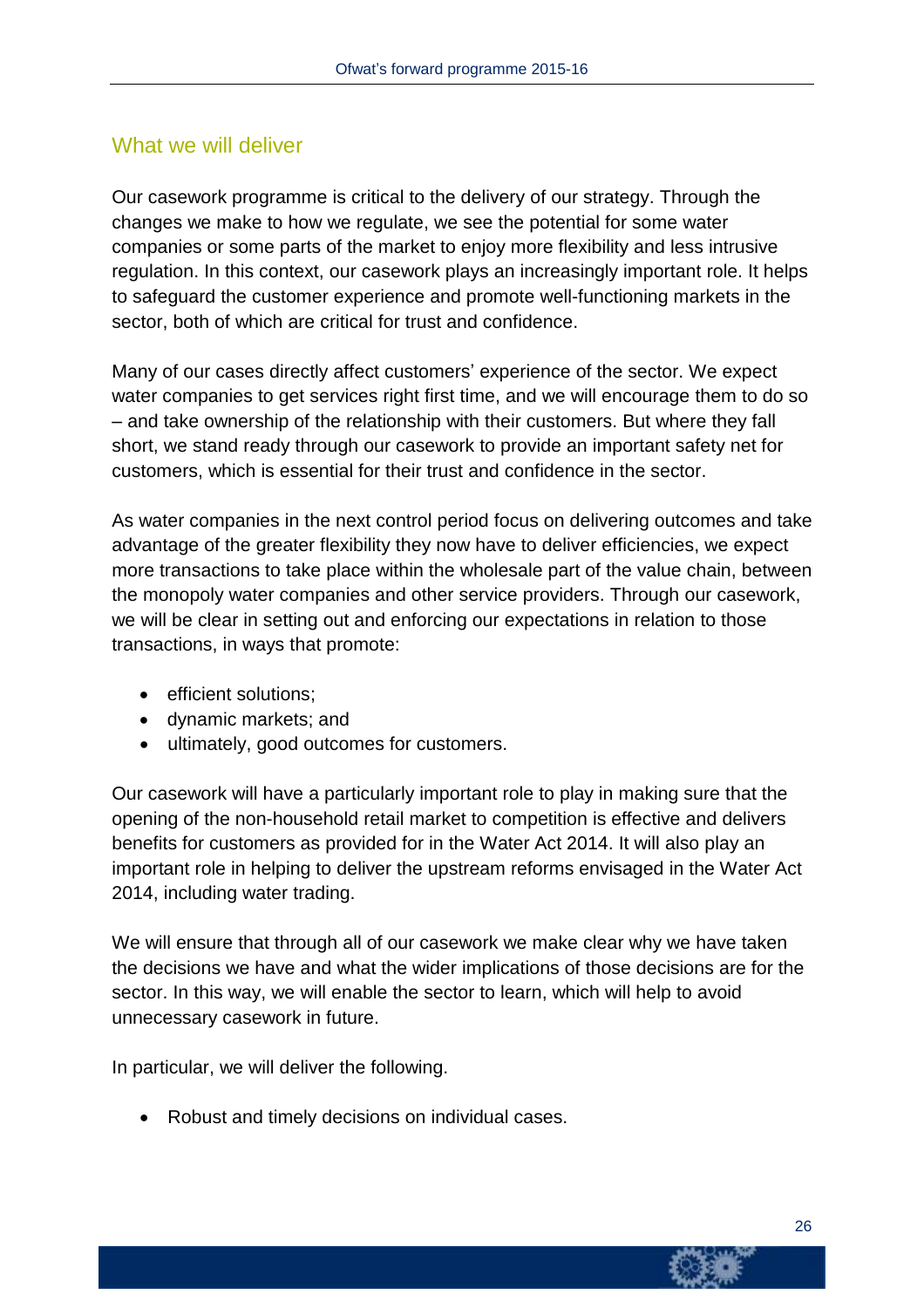## What we will deliver

Our casework programme is critical to the delivery of our strategy. Through the changes we make to how we regulate, we see the potential for some water companies or some parts of the market to enjoy more flexibility and less intrusive regulation. In this context, our casework plays an increasingly important role. It helps to safeguard the customer experience and promote well-functioning markets in the sector, both of which are critical for trust and confidence.

Many of our cases directly affect customers' experience of the sector. We expect water companies to get services right first time, and we will encourage them to do so – and take ownership of the relationship with their customers. But where they fall short, we stand ready through our casework to provide an important safety net for customers, which is essential for their trust and confidence in the sector.

As water companies in the next control period focus on delivering outcomes and take advantage of the greater flexibility they now have to deliver efficiencies, we expect more transactions to take place within the wholesale part of the value chain, between the monopoly water companies and other service providers. Through our casework, we will be clear in setting out and enforcing our expectations in relation to those transactions, in ways that promote:

- efficient solutions;
- dynamic markets; and
- ultimately, good outcomes for customers.

Our casework will have a particularly important role to play in making sure that the opening of the non-household retail market to competition is effective and delivers benefits for customers as provided for in the Water Act 2014. It will also play an important role in helping to deliver the upstream reforms envisaged in the Water Act 2014, including water trading.

We will ensure that through all of our casework we make clear why we have taken the decisions we have and what the wider implications of those decisions are for the sector. In this way, we will enable the sector to learn, which will help to avoid unnecessary casework in future.

In particular, we will deliver the following.

- Robust and timely decisions on individual cases.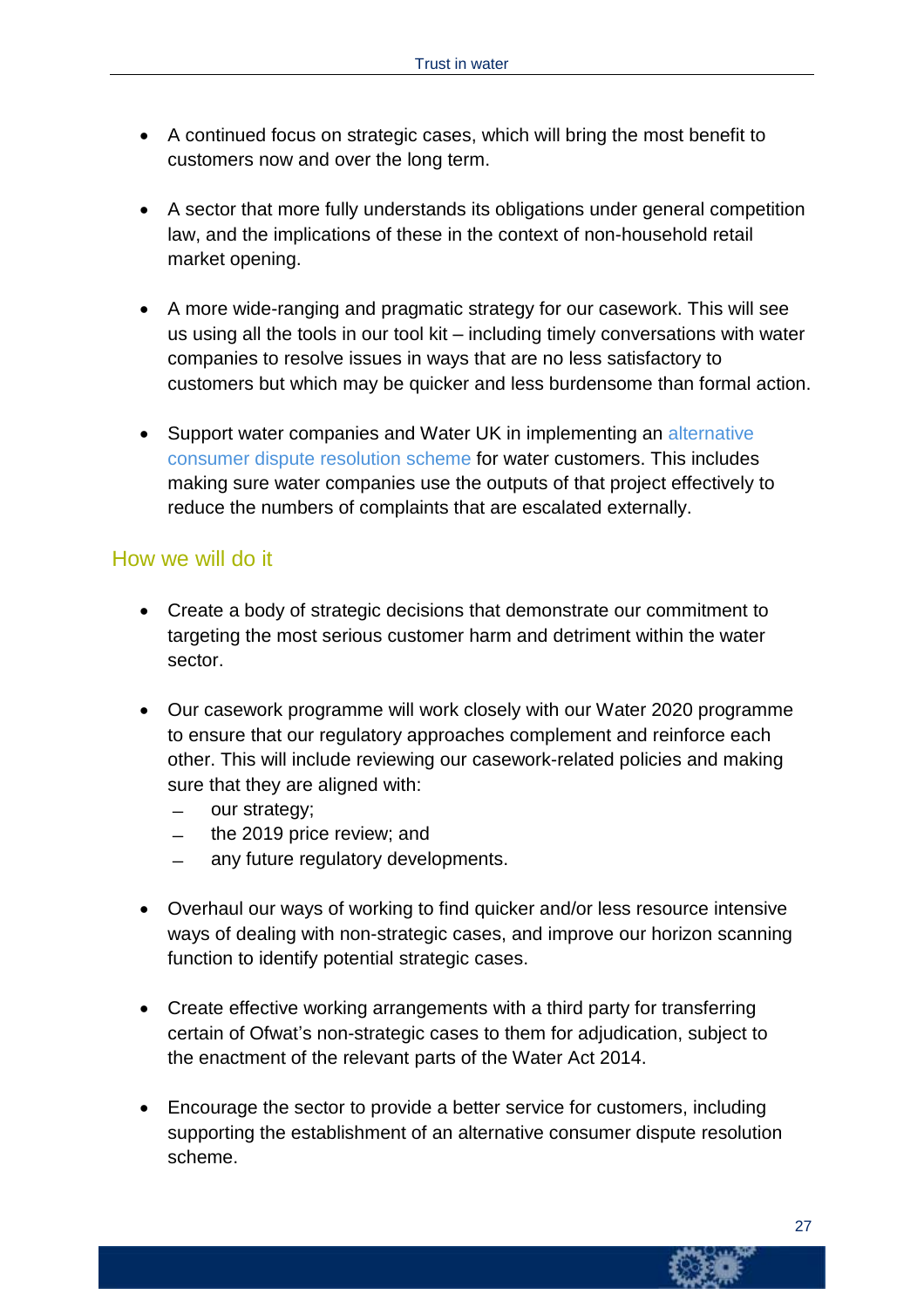- A continued focus on strategic cases, which will bring the most benefit to customers now and over the long term.

- A sector that more fully understands its obligations under general competition law, and the implications of these in the context of non-household retail market opening.

- A more wide-ranging and pragmatic strategy for our casework. This will see us using all the tools in our tool kit – including timely conversations with water companies to resolve issues in ways that are no less satisfactory to customers but which may be quicker and less burdensome than formal action.

- Support water companies and Water UK in implementing an alternative consumer dispute resolution scheme for water customers. This includes making sure water companies use the outputs of that project effectively to reduce the numbers of complaints that are escalated externally.

## How we will do it

- Create a body of strategic decisions that demonstrate our commitment to targeting the most serious customer harm and detriment within the water sector.

- Our casework programme will work closely with our Water 2020 programme to ensure that our regulatory approaches complement and reinforce each other. This will include reviewing our casework-related policies and making sure that they are aligned with:
  - our strategy;
  - the 2019 price review; and
  - any future regulatory developments.

- Overhaul our ways of working to find quicker and/or less resource intensive ways of dealing with non-strategic cases, and improve our horizon scanning function to identify potential strategic cases.

- Create effective working arrangements with a third party for transferring certain of Ofwat's non-strategic cases to them for adjudication, subject to the enactment of the relevant parts of the Water Act 2014.

- Encourage the sector to provide a better service for customers, including supporting the establishment of an alternative consumer dispute resolution scheme.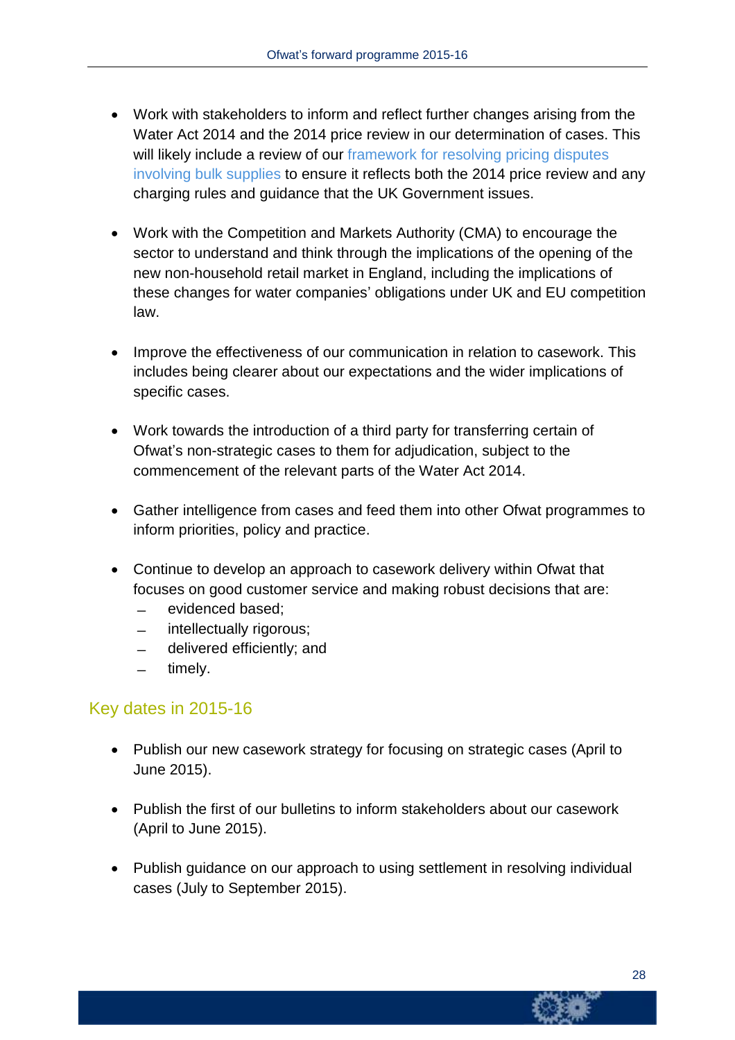- Work with stakeholders to inform and reflect further changes arising from the Water Act 2014 and the 2014 price review in our determination of cases. This will likely include a review of our framework for resolving pricing disputes involving bulk supplies to ensure it reflects both the 2014 price review and any charging rules and guidance that the UK Government issues.

- Work with the Competition and Markets Authority (CMA) to encourage the sector to understand and think through the implications of the opening of the new non-household retail market in England, including the implications of these changes for water companies' obligations under UK and EU competition law.

- Improve the effectiveness of our communication in relation to casework. This includes being clearer about our expectations and the wider implications of specific cases.

- Work towards the introduction of a third party for transferring certain of Ofwat's non-strategic cases to them for adjudication, subject to the commencement of the relevant parts of the Water Act 2014.

- Gather intelligence from cases and feed them into other Ofwat programmes to inform priorities, policy and practice.

- Continue to develop an approach to casework delivery within Ofwat that focuses on good customer service and making robust decisions that are:
  - evidenced based;
  - intellectually rigorous;
  - delivered efficiently; and
  - timely.

## Key dates in 2015-16

- Publish our new casework strategy for focusing on strategic cases (April to June 2015).

- Publish the first of our bulletins to inform stakeholders about our casework (April to June 2015).

- Publish guidance on our approach to using settlement in resolving individual cases (July to September 2015).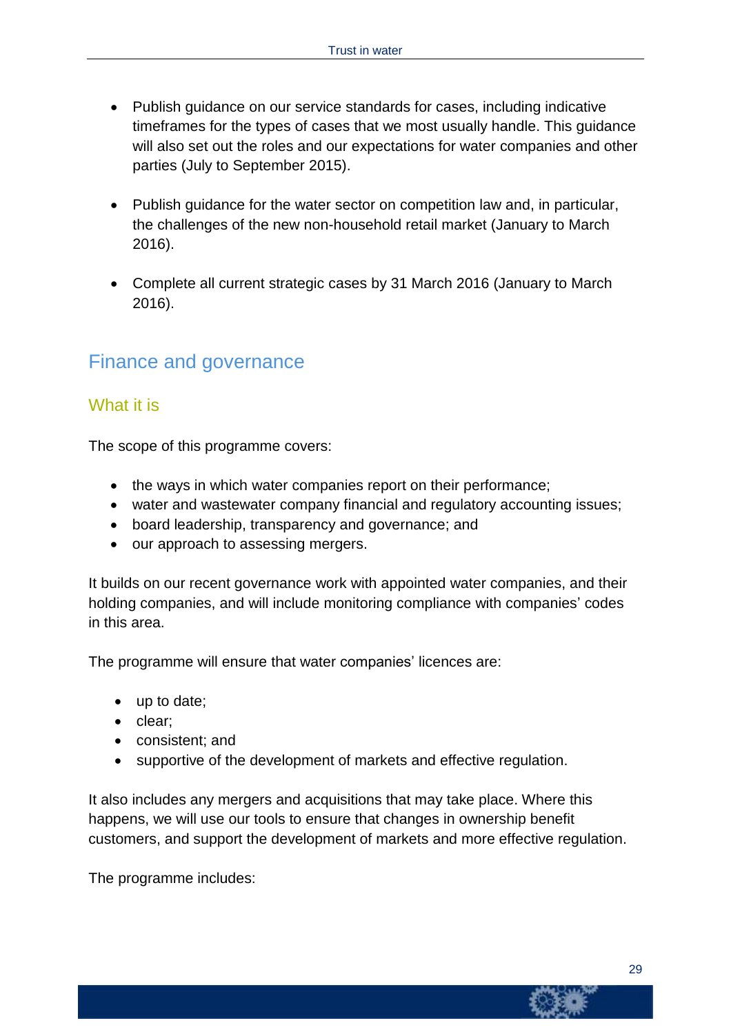- Publish guidance on our service standards for cases, including indicative timeframes for the types of cases that we most usually handle. This guidance will also set out the roles and our expectations for water companies and other parties (July to September 2015).

- Publish guidance for the water sector on competition law and, in particular, the challenges of the new non-household retail market (January to March 2016).

- Complete all current strategic cases by 31 March 2016 (January to March 2016).

## Finance and governance

### What it is

The scope of this programme covers:

- the ways in which water companies report on their performance;
- water and wastewater company financial and regulatory accounting issues;
- board leadership, transparency and governance; and
- our approach to assessing mergers.

It builds on our recent governance work with appointed water companies, and their holding companies, and will include monitoring compliance with companies' codes in this area.

The programme will ensure that water companies' licences are:

- up to date;
- clear;
- consistent; and
- supportive of the development of markets and effective regulation.

It also includes any mergers and acquisitions that may take place. Where this happens, we will use our tools to ensure that changes in ownership benefit customers, and support the development of markets and more effective regulation.

The programme includes: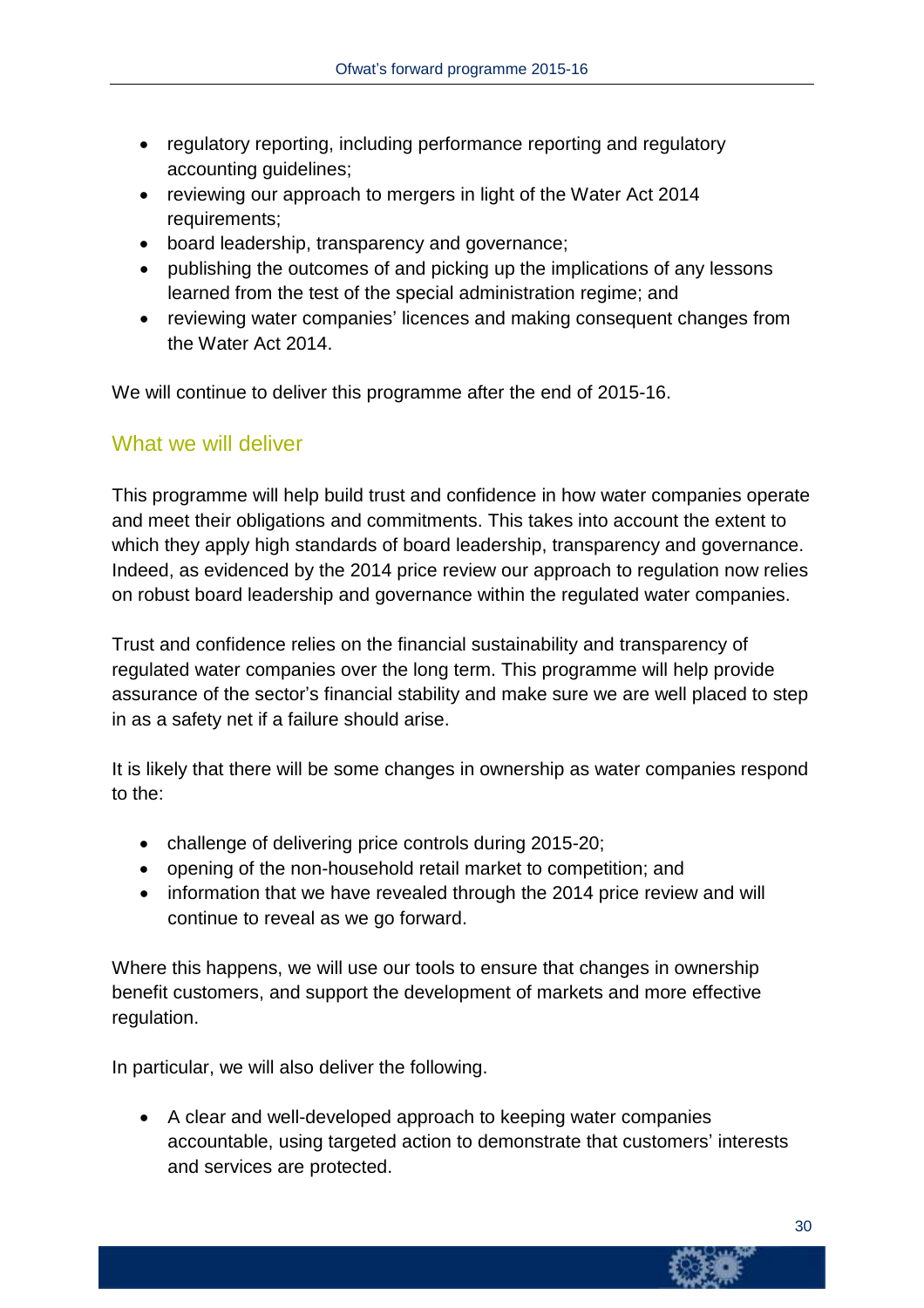- regulatory reporting, including performance reporting and regulatory accounting guidelines;
- reviewing our approach to mergers in light of the Water Act 2014 requirements;
- board leadership, transparency and governance;
- publishing the outcomes of and picking up the implications of any lessons learned from the test of the special administration regime; and
- reviewing water companies' licences and making consequent changes from the Water Act 2014.

We will continue to deliver this programme after the end of 2015-16.

## What we will deliver

This programme will help build trust and confidence in how water companies operate and meet their obligations and commitments. This takes into account the extent to which they apply high standards of board leadership, transparency and governance. Indeed, as evidenced by the 2014 price review our approach to regulation now relies on robust board leadership and governance within the regulated water companies.

Trust and confidence relies on the financial sustainability and transparency of regulated water companies over the long term. This programme will help provide assurance of the sector's financial stability and make sure we are well placed to step in as a safety net if a failure should arise.

It is likely that there will be some changes in ownership as water companies respond to the:

- challenge of delivering price controls during 2015-20;
- opening of the non-household retail market to competition; and
- information that we have revealed through the 2014 price review and will continue to reveal as we go forward.

Where this happens, we will use our tools to ensure that changes in ownership benefit customers, and support the development of markets and more effective regulation.

In particular, we will also deliver the following.

- A clear and well-developed approach to keeping water companies accountable, using targeted action to demonstrate that customers' interests and services are protected.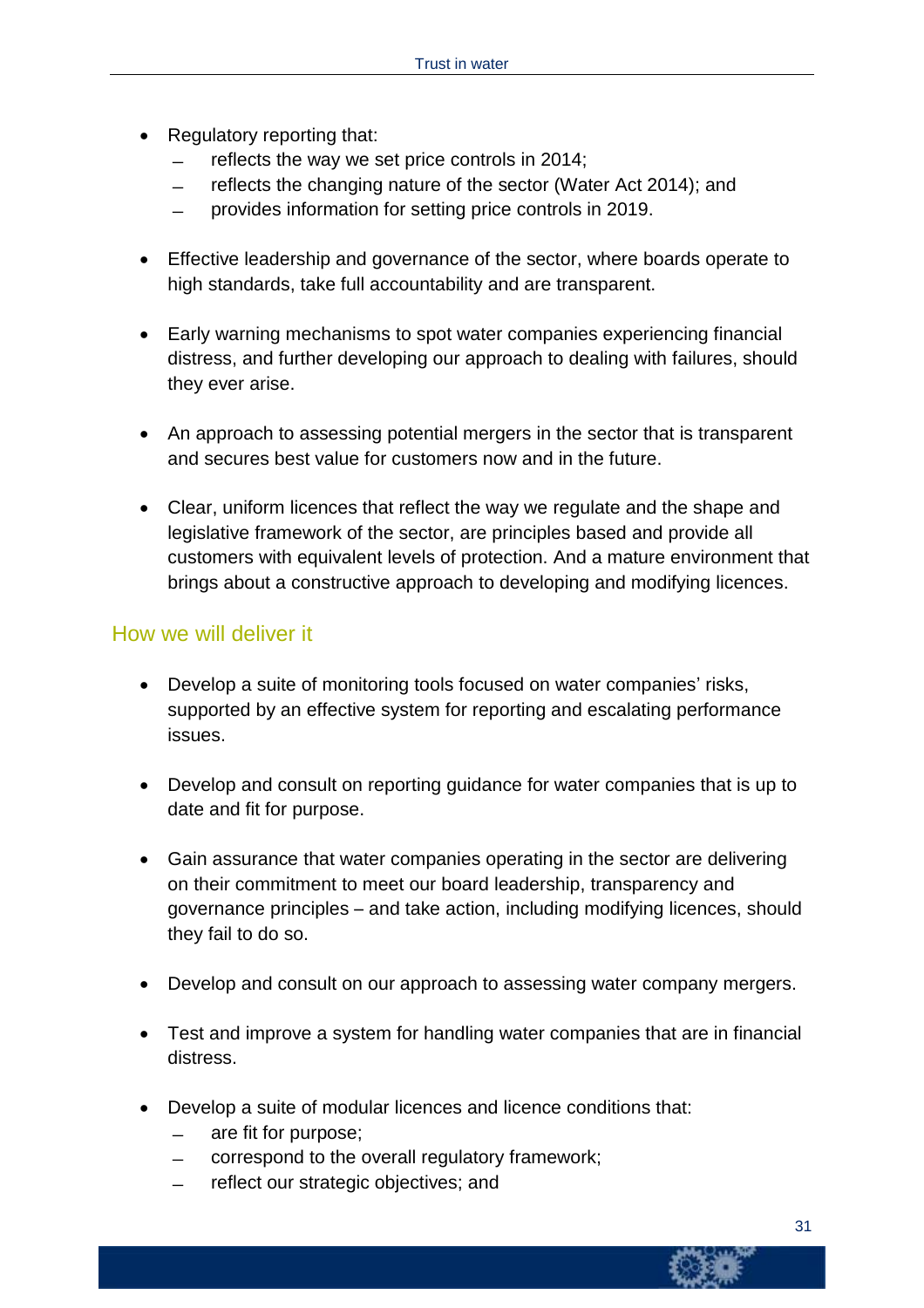- Regulatory reporting that:
  - reflects the way we set price controls in 2014;
  - reflects the changing nature of the sector (Water Act 2014); and
  - provides information for setting price controls in 2019.

- Effective leadership and governance of the sector, where boards operate to high standards, take full accountability and are transparent.

- Early warning mechanisms to spot water companies experiencing financial distress, and further developing our approach to dealing with failures, should they ever arise.

- An approach to assessing potential mergers in the sector that is transparent and secures best value for customers now and in the future.

- Clear, uniform licences that reflect the way we regulate and the shape and legislative framework of the sector, are principles based and provide all customers with equivalent levels of protection. And a mature environment that brings about a constructive approach to developing and modifying licences.

## How we will deliver it

- Develop a suite of monitoring tools focused on water companies' risks, supported by an effective system for reporting and escalating performance issues.

- Develop and consult on reporting guidance for water companies that is up to date and fit for purpose.

- Gain assurance that water companies operating in the sector are delivering on their commitment to meet our board leadership, transparency and governance principles – and take action, including modifying licences, should they fail to do so.

- Develop and consult on our approach to assessing water company mergers.

- Test and improve a system for handling water companies that are in financial distress.

- Develop a suite of modular licences and licence conditions that:
  - are fit for purpose;
  - correspond to the overall regulatory framework;
  - reflect our strategic objectives; and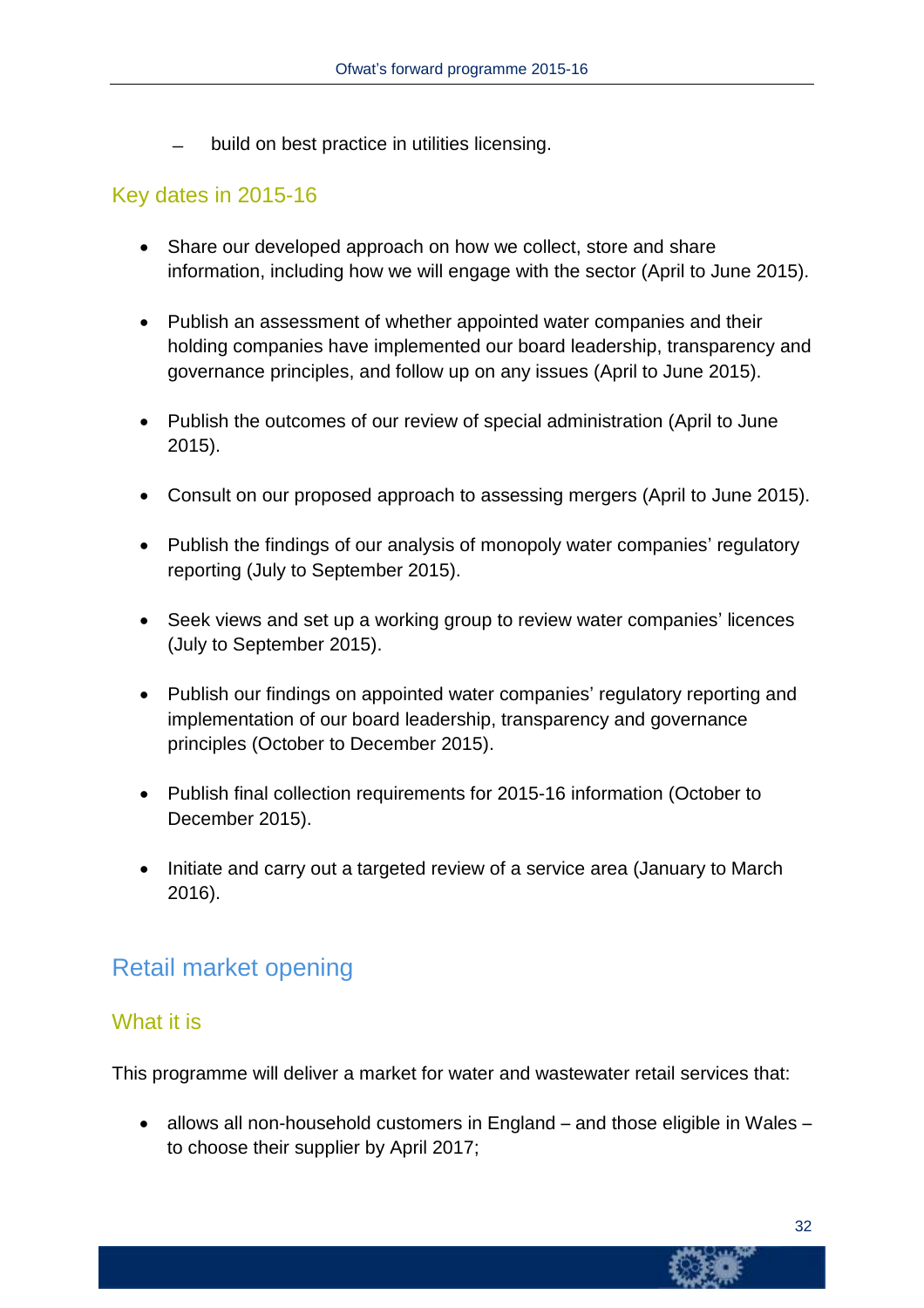– build on best practice in utilities licensing.

### Key dates in 2015-16

- Share our developed approach on how we collect, store and share information, including how we will engage with the sector (April to June 2015).
- Publish an assessment of whether appointed water companies and their holding companies have implemented our board leadership, transparency and governance principles, and follow up on any issues (April to June 2015).
- Publish the outcomes of our review of special administration (April to June 2015).
- Consult on our proposed approach to assessing mergers (April to June 2015).
- Publish the findings of our analysis of monopoly water companies' regulatory reporting (July to September 2015).
- Seek views and set up a working group to review water companies' licences (July to September 2015).
- Publish our findings on appointed water companies' regulatory reporting and implementation of our board leadership, transparency and governance principles (October to December 2015).
- Publish final collection requirements for 2015-16 information (October to December 2015).
- Initiate and carry out a targeted review of a service area (January to March 2016).

## Retail market opening

### What it is

This programme will deliver a market for water and wastewater retail services that:

- allows all non-household customers in England – and those eligible in Wales – to choose their supplier by April 2017;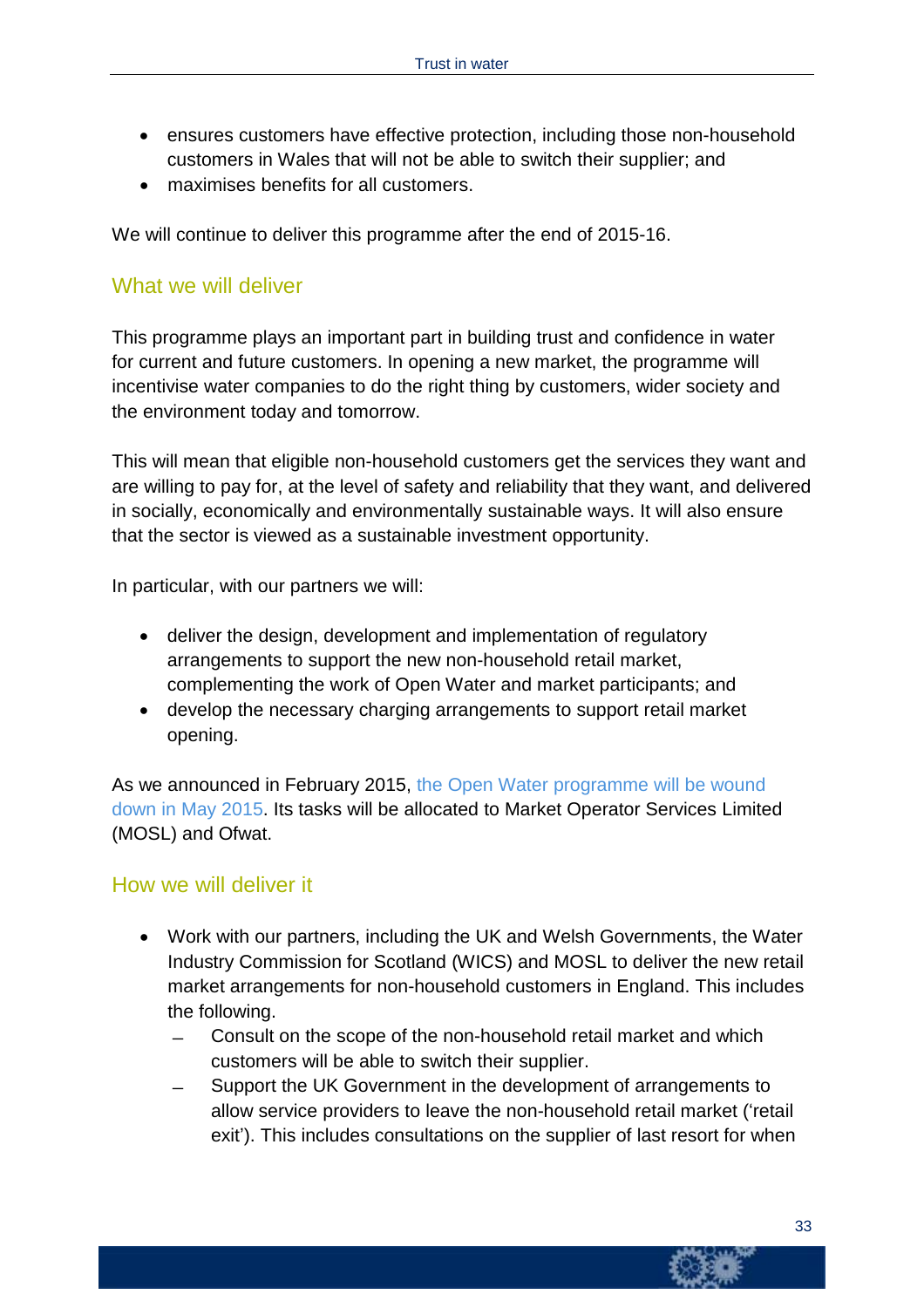- ensures customers have effective protection, including those non-household customers in Wales that will not be able to switch their supplier; and
- maximises benefits for all customers.

We will continue to deliver this programme after the end of 2015-16.

## What we will deliver

This programme plays an important part in building trust and confidence in water for current and future customers. In opening a new market, the programme will incentivise water companies to do the right thing by customers, wider society and the environment today and tomorrow.

This will mean that eligible non-household customers get the services they want and are willing to pay for, at the level of safety and reliability that they want, and delivered in socially, economically and environmentally sustainable ways. It will also ensure that the sector is viewed as a sustainable investment opportunity.

In particular, with our partners we will:

- deliver the design, development and implementation of regulatory arrangements to support the new non-household retail market, complementing the work of Open Water and market participants; and
- develop the necessary charging arrangements to support retail market opening.

As we announced in February 2015, the Open Water programme will be wound down in May 2015. Its tasks will be allocated to Market Operator Services Limited (MOSL) and Ofwat.

## How we will deliver it

- Work with our partners, including the UK and Welsh Governments, the Water Industry Commission for Scotland (WICS) and MOSL to deliver the new retail market arrangements for non-household customers in England. This includes the following.
  - Consult on the scope of the non-household retail market and which customers will be able to switch their supplier.
  - Support the UK Government in the development of arrangements to allow service providers to leave the non-household retail market ('retail exit'). This includes consultations on the supplier of last resort for when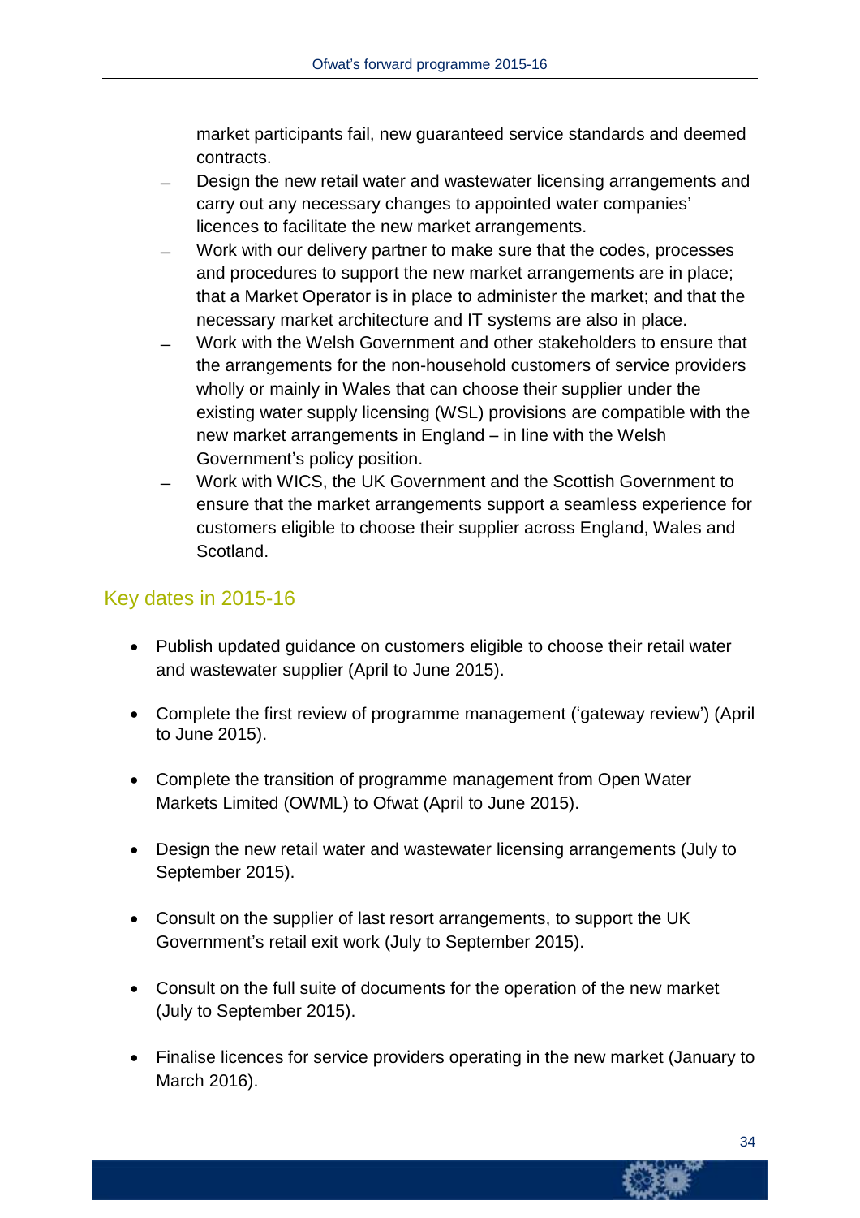market participants fail, new guaranteed service standards and deemed contracts.

- Design the new retail water and wastewater licensing arrangements and carry out any necessary changes to appointed water companies' licences to facilitate the new market arrangements.
- Work with our delivery partner to make sure that the codes, processes and procedures to support the new market arrangements are in place; that a Market Operator is in place to administer the market; and that the necessary market architecture and IT systems are also in place.
- Work with the Welsh Government and other stakeholders to ensure that the arrangements for the non-household customers of service providers wholly or mainly in Wales that can choose their supplier under the existing water supply licensing (WSL) provisions are compatible with the new market arrangements in England – in line with the Welsh Government's policy position.
- Work with WICS, the UK Government and the Scottish Government to ensure that the market arrangements support a seamless experience for customers eligible to choose their supplier across England, Wales and Scotland.

## Key dates in 2015-16

- Publish updated guidance on customers eligible to choose their retail water and wastewater supplier (April to June 2015).
- Complete the first review of programme management ('gateway review') (April to June 2015).
- Complete the transition of programme management from Open Water Markets Limited (OWML) to Ofwat (April to June 2015).
- Design the new retail water and wastewater licensing arrangements (July to September 2015).
- Consult on the supplier of last resort arrangements, to support the UK Government's retail exit work (July to September 2015).
- Consult on the full suite of documents for the operation of the new market (July to September 2015).
- Finalise licences for service providers operating in the new market (January to March 2016).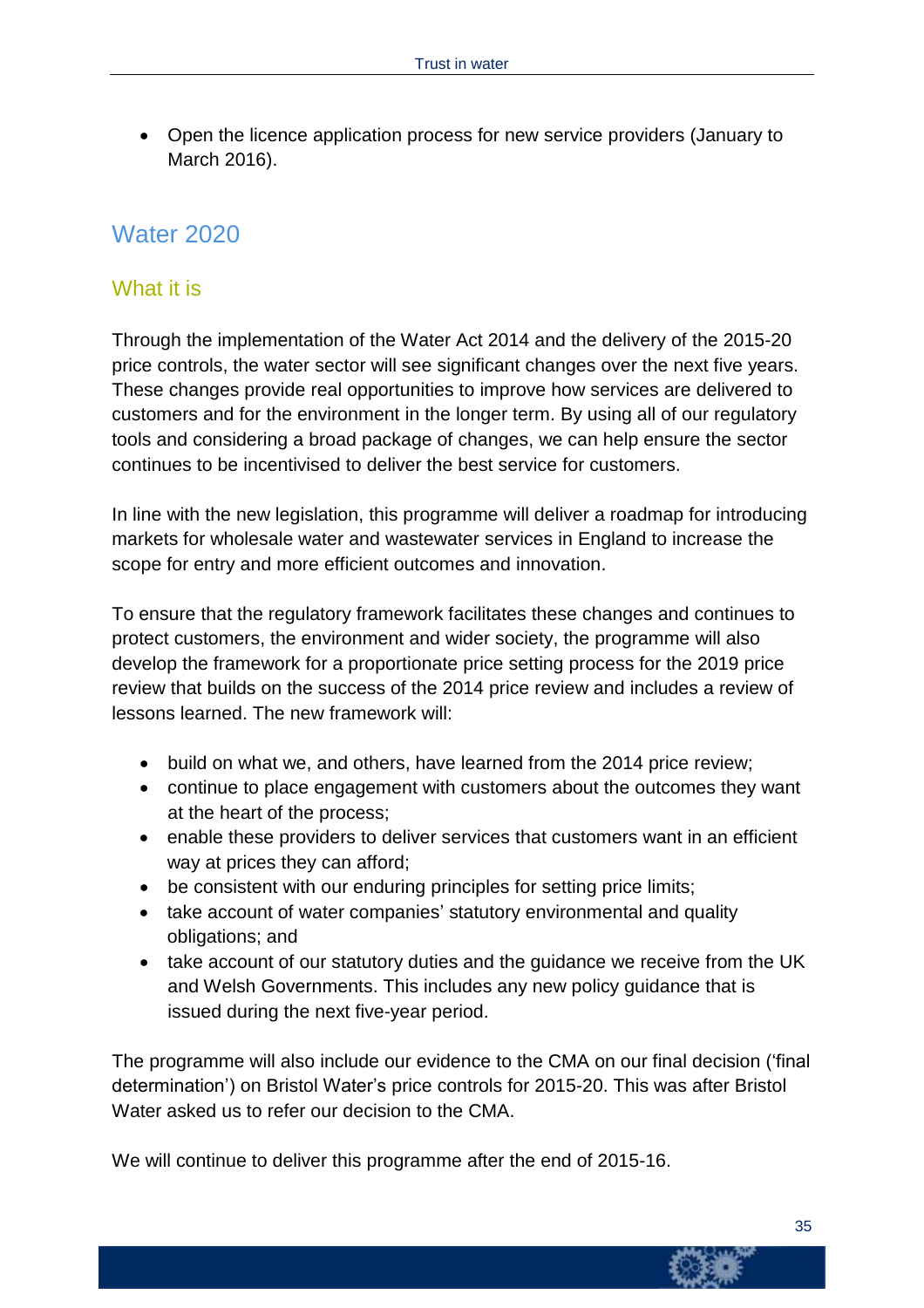- Open the licence application process for new service providers (January to March 2016).

## Water 2020

### What it is

Through the implementation of the Water Act 2014 and the delivery of the 2015-20 price controls, the water sector will see significant changes over the next five years. These changes provide real opportunities to improve how services are delivered to customers and for the environment in the longer term. By using all of our regulatory tools and considering a broad package of changes, we can help ensure the sector continues to be incentivised to deliver the best service for customers.

In line with the new legislation, this programme will deliver a roadmap for introducing markets for wholesale water and wastewater services in England to increase the scope for entry and more efficient outcomes and innovation.

To ensure that the regulatory framework facilitates these changes and continues to protect customers, the environment and wider society, the programme will also develop the framework for a proportionate price setting process for the 2019 price review that builds on the success of the 2014 price review and includes a review of lessons learned. The new framework will:

- build on what we, and others, have learned from the 2014 price review;
- continue to place engagement with customers about the outcomes they want at the heart of the process;
- enable these providers to deliver services that customers want in an efficient way at prices they can afford;
- be consistent with our enduring principles for setting price limits;
- take account of water companies' statutory environmental and quality obligations; and
- take account of our statutory duties and the guidance we receive from the UK and Welsh Governments. This includes any new policy guidance that is issued during the next five-year period.

The programme will also include our evidence to the CMA on our final decision ('final determination') on Bristol Water's price controls for 2015-20. This was after Bristol Water asked us to refer our decision to the CMA.

We will continue to deliver this programme after the end of 2015-16.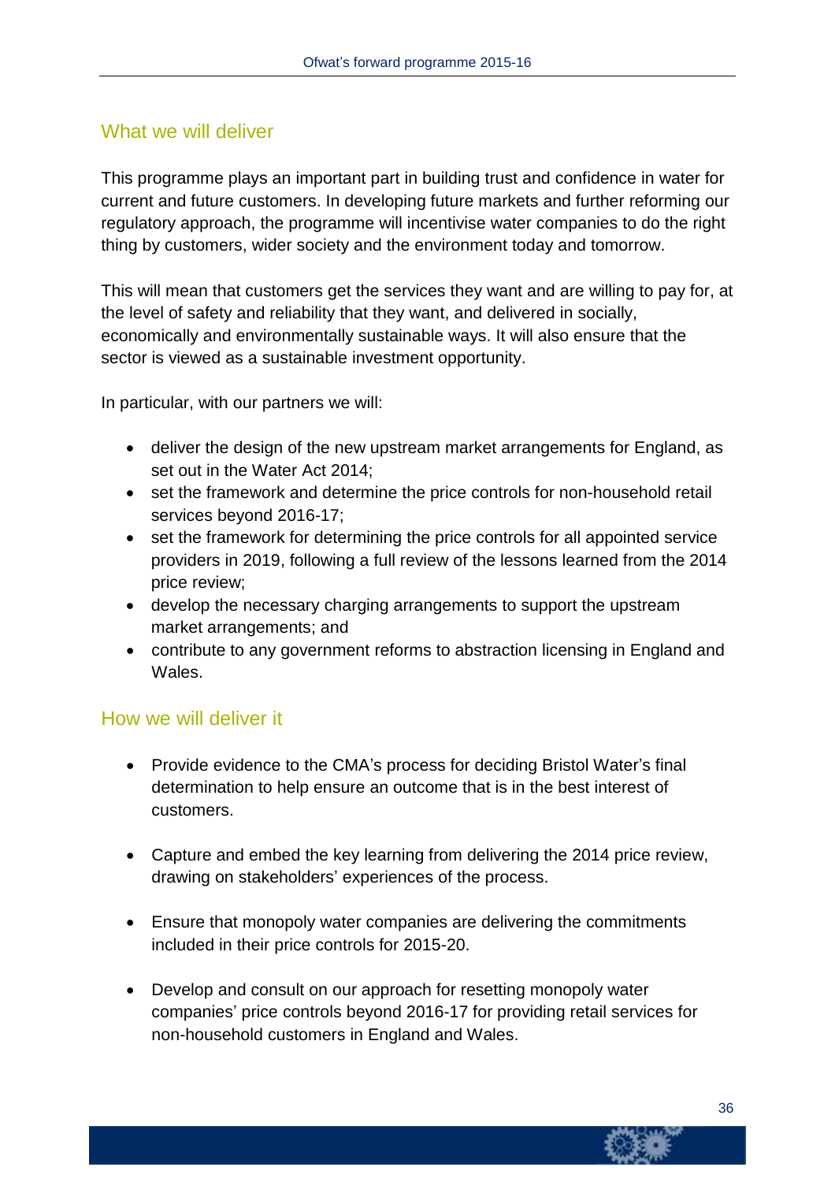## What we will deliver

This programme plays an important part in building trust and confidence in water for current and future customers. In developing future markets and further reforming our regulatory approach, the programme will incentivise water companies to do the right thing by customers, wider society and the environment today and tomorrow.

This will mean that customers get the services they want and are willing to pay for, at the level of safety and reliability that they want, and delivered in socially, economically and environmentally sustainable ways. It will also ensure that the sector is viewed as a sustainable investment opportunity.

In particular, with our partners we will:

- deliver the design of the new upstream market arrangements for England, as set out in the Water Act 2014;
- set the framework and determine the price controls for non-household retail services beyond 2016-17;
- set the framework for determining the price controls for all appointed service providers in 2019, following a full review of the lessons learned from the 2014 price review;
- develop the necessary charging arrangements to support the upstream market arrangements; and
- contribute to any government reforms to abstraction licensing in England and Wales.

## How we will deliver it

- Provide evidence to the CMA's process for deciding Bristol Water's final determination to help ensure an outcome that is in the best interest of customers.

- Capture and embed the key learning from delivering the 2014 price review, drawing on stakeholders' experiences of the process.

- Ensure that monopoly water companies are delivering the commitments included in their price controls for 2015-20.

- Develop and consult on our approach for resetting monopoly water companies' price controls beyond 2016-17 for providing retail services for non-household customers in England and Wales.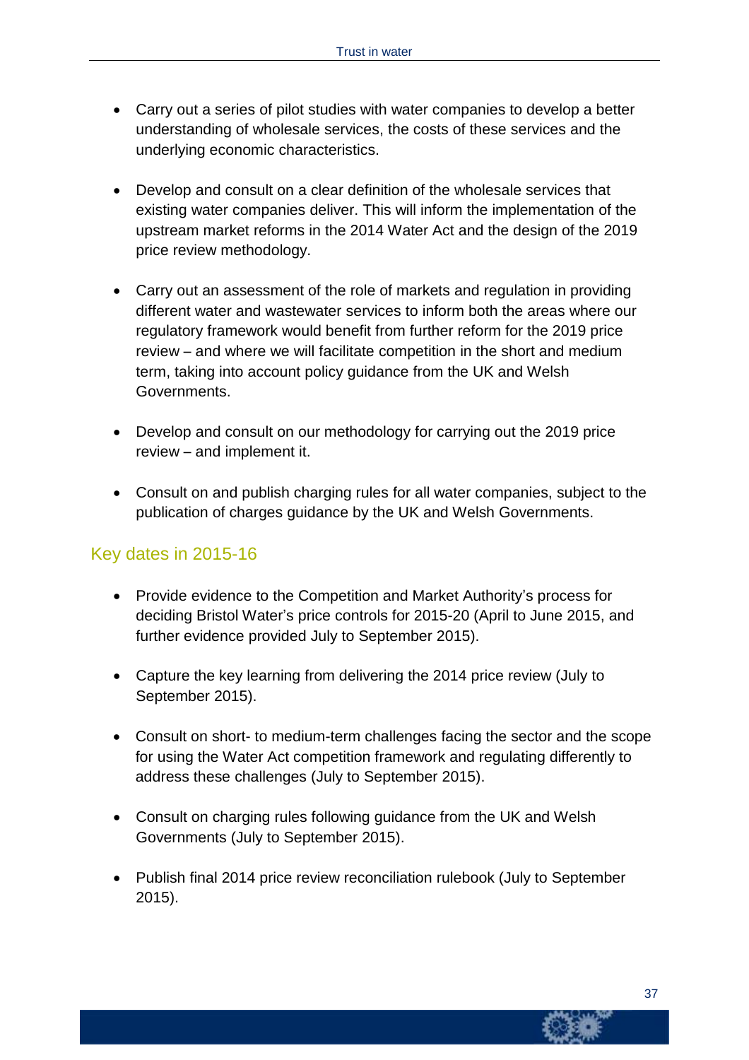- Carry out a series of pilot studies with water companies to develop a better understanding of wholesale services, the costs of these services and the underlying economic characteristics.

- Develop and consult on a clear definition of the wholesale services that existing water companies deliver. This will inform the implementation of the upstream market reforms in the 2014 Water Act and the design of the 2019 price review methodology.

- Carry out an assessment of the role of markets and regulation in providing different water and wastewater services to inform both the areas where our regulatory framework would benefit from further reform for the 2019 price review – and where we will facilitate competition in the short and medium term, taking into account policy guidance from the UK and Welsh Governments.

- Develop and consult on our methodology for carrying out the 2019 price review – and implement it.

- Consult on and publish charging rules for all water companies, subject to the publication of charges guidance by the UK and Welsh Governments.

## Key dates in 2015-16

- Provide evidence to the Competition and Market Authority's process for deciding Bristol Water's price controls for 2015-20 (April to June 2015, and further evidence provided July to September 2015).

- Capture the key learning from delivering the 2014 price review (July to September 2015).

- Consult on short- to medium-term challenges facing the sector and the scope for using the Water Act competition framework and regulating differently to address these challenges (July to September 2015).

- Consult on charging rules following guidance from the UK and Welsh Governments (July to September 2015).

- Publish final 2014 price review reconciliation rulebook (July to September 2015).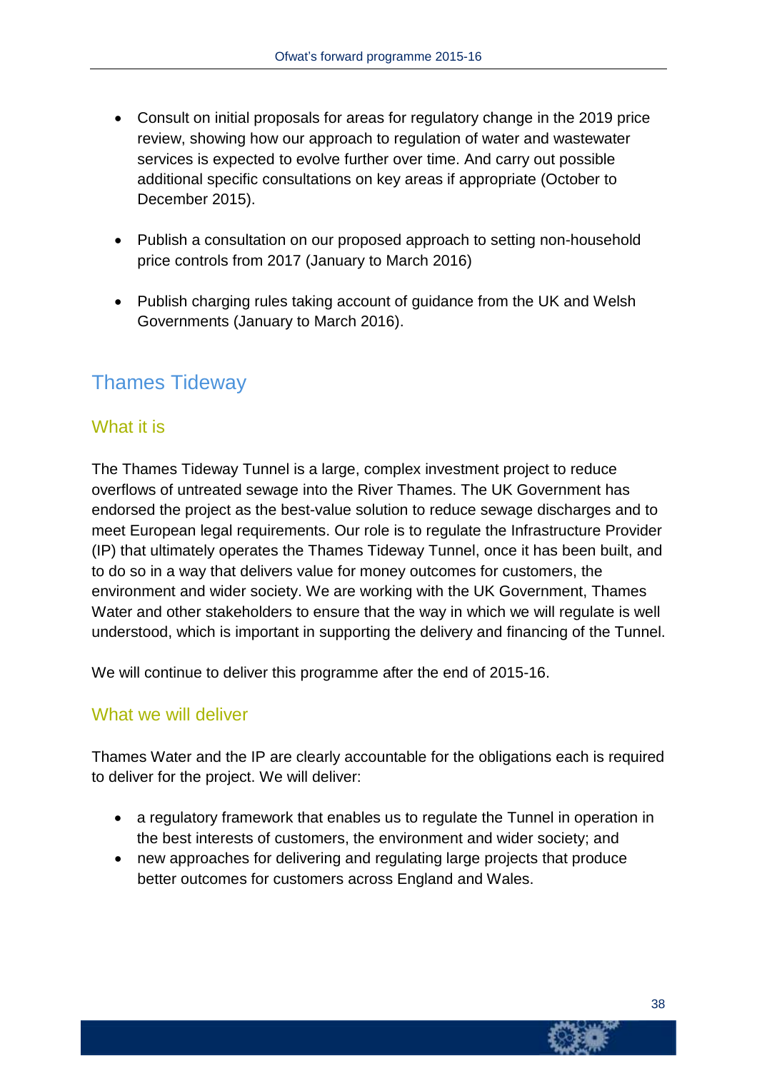- Consult on initial proposals for areas for regulatory change in the 2019 price review, showing how our approach to regulation of water and wastewater services is expected to evolve further over time. And carry out possible additional specific consultations on key areas if appropriate (October to December 2015).

- Publish a consultation on our proposed approach to setting non-household price controls from 2017 (January to March 2016)

- Publish charging rules taking account of guidance from the UK and Welsh Governments (January to March 2016).

## Thames Tideway

### What it is

The Thames Tideway Tunnel is a large, complex investment project to reduce overflows of untreated sewage into the River Thames. The UK Government has endorsed the project as the best-value solution to reduce sewage discharges and to meet European legal requirements. Our role is to regulate the Infrastructure Provider (IP) that ultimately operates the Thames Tideway Tunnel, once it has been built, and to do so in a way that delivers value for money outcomes for customers, the environment and wider society. We are working with the UK Government, Thames Water and other stakeholders to ensure that the way in which we will regulate is well understood, which is important in supporting the delivery and financing of the Tunnel.

We will continue to deliver this programme after the end of 2015-16.

### What we will deliver

Thames Water and the IP are clearly accountable for the obligations each is required to deliver for the project. We will deliver:

- a regulatory framework that enables us to regulate the Tunnel in operation in the best interests of customers, the environment and wider society; and
- new approaches for delivering and regulating large projects that produce better outcomes for customers across England and Wales.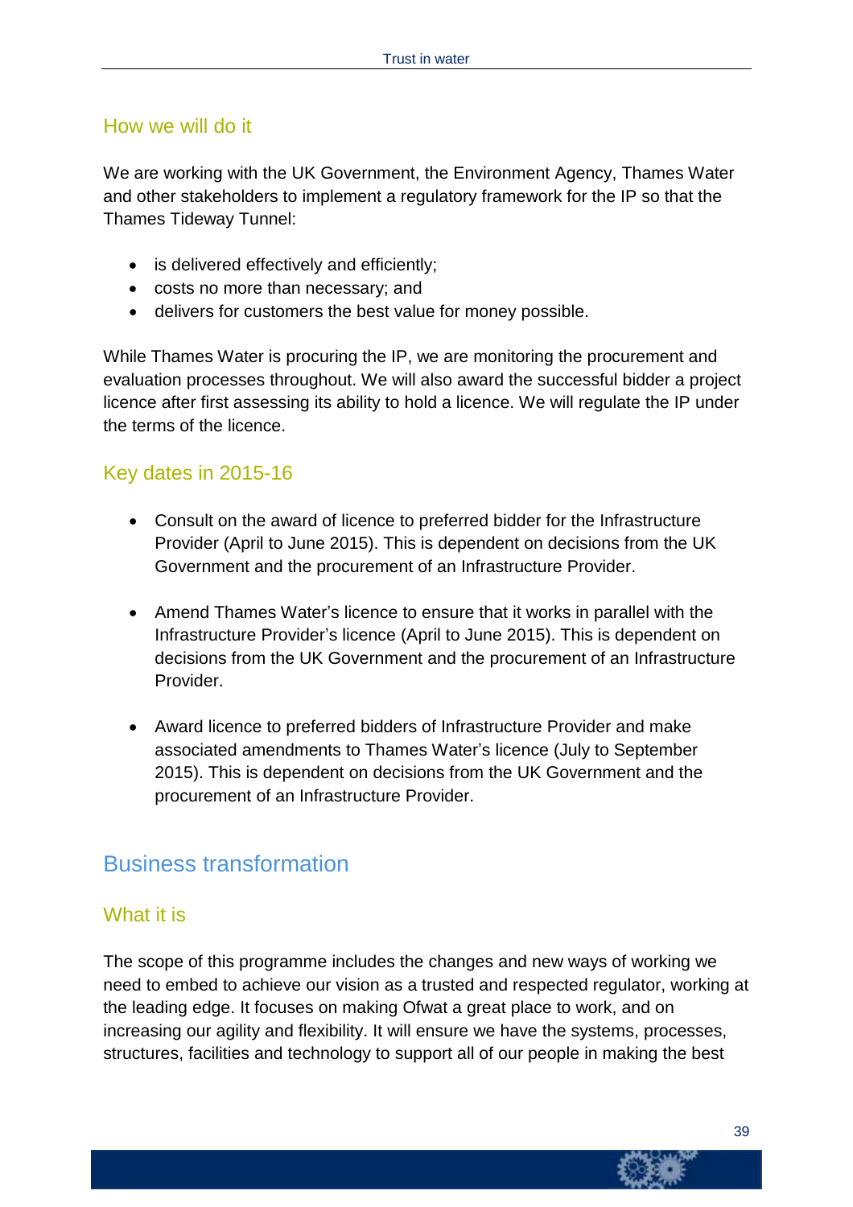### How we will do it

We are working with the UK Government, the Environment Agency, Thames Water and other stakeholders to implement a regulatory framework for the IP so that the Thames Tideway Tunnel:

- is delivered effectively and efficiently;
- costs no more than necessary; and
- delivers for customers the best value for money possible.

While Thames Water is procuring the IP, we are monitoring the procurement and evaluation processes throughout. We will also award the successful bidder a project licence after first assessing its ability to hold a licence. We will regulate the IP under the terms of the licence.

### Key dates in 2015-16

- Consult on the award of licence to preferred bidder for the Infrastructure Provider (April to June 2015). This is dependent on decisions from the UK Government and the procurement of an Infrastructure Provider.

- Amend Thames Water's licence to ensure that it works in parallel with the Infrastructure Provider's licence (April to June 2015). This is dependent on decisions from the UK Government and the procurement of an Infrastructure Provider.

- Award licence to preferred bidders of Infrastructure Provider and make associated amendments to Thames Water's licence (July to September 2015). This is dependent on decisions from the UK Government and the procurement of an Infrastructure Provider.

## Business transformation

### What it is

The scope of this programme includes the changes and new ways of working we need to embed to achieve our vision as a trusted and respected regulator, working at the leading edge. It focuses on making Ofwat a great place to work, and on increasing our agility and flexibility. It will ensure we have the systems, processes, structures, facilities and technology to support all of our people in making the best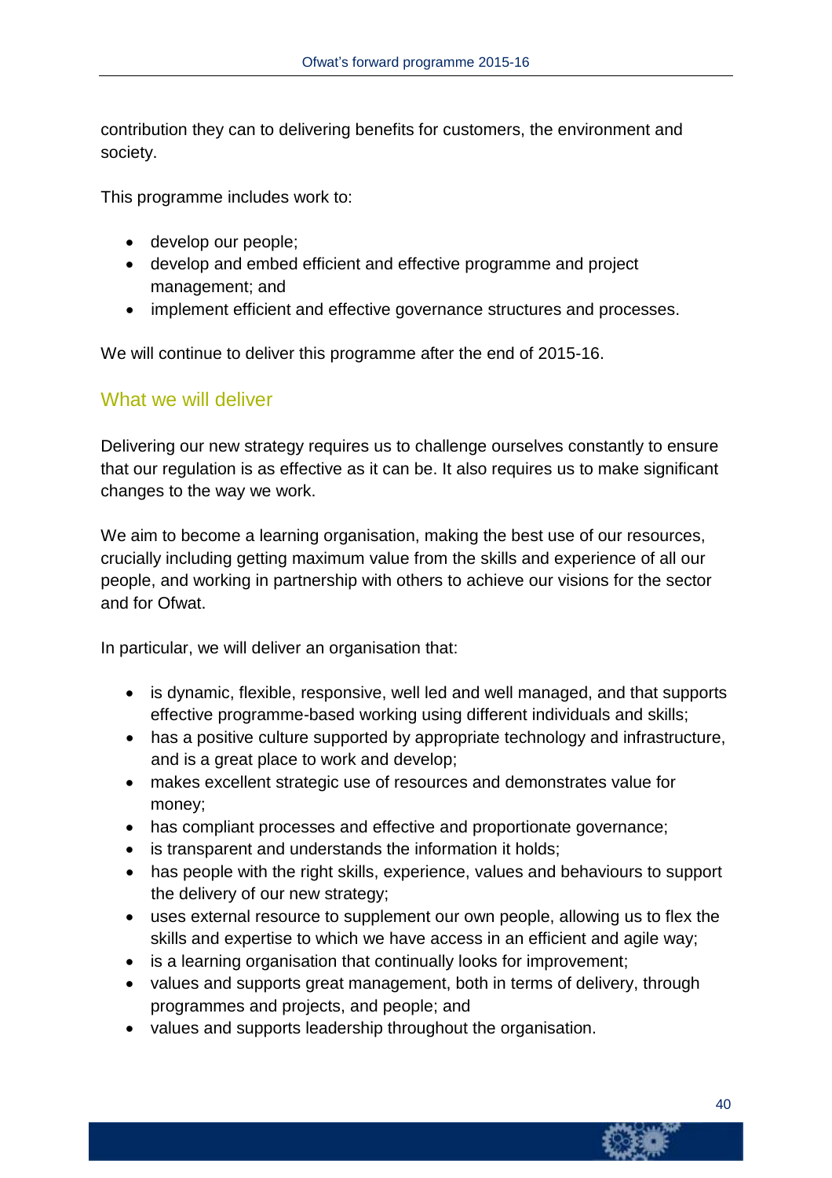contribution they can to delivering benefits for customers, the environment and society.

This programme includes work to:

- develop our people;
- develop and embed efficient and effective programme and project management; and
- implement efficient and effective governance structures and processes.

We will continue to deliver this programme after the end of 2015-16.

## What we will deliver

Delivering our new strategy requires us to challenge ourselves constantly to ensure that our regulation is as effective as it can be. It also requires us to make significant changes to the way we work.

We aim to become a learning organisation, making the best use of our resources, crucially including getting maximum value from the skills and experience of all our people, and working in partnership with others to achieve our visions for the sector and for Ofwat.

In particular, we will deliver an organisation that:

- is dynamic, flexible, responsive, well led and well managed, and that supports effective programme-based working using different individuals and skills;
- has a positive culture supported by appropriate technology and infrastructure, and is a great place to work and develop;
- makes excellent strategic use of resources and demonstrates value for money;
- has compliant processes and effective and proportionate governance;
- is transparent and understands the information it holds;
- has people with the right skills, experience, values and behaviours to support the delivery of our new strategy;
- uses external resource to supplement our own people, allowing us to flex the skills and expertise to which we have access in an efficient and agile way;
- is a learning organisation that continually looks for improvement;
- values and supports great management, both in terms of delivery, through programmes and projects, and people; and
- values and supports leadership throughout the organisation.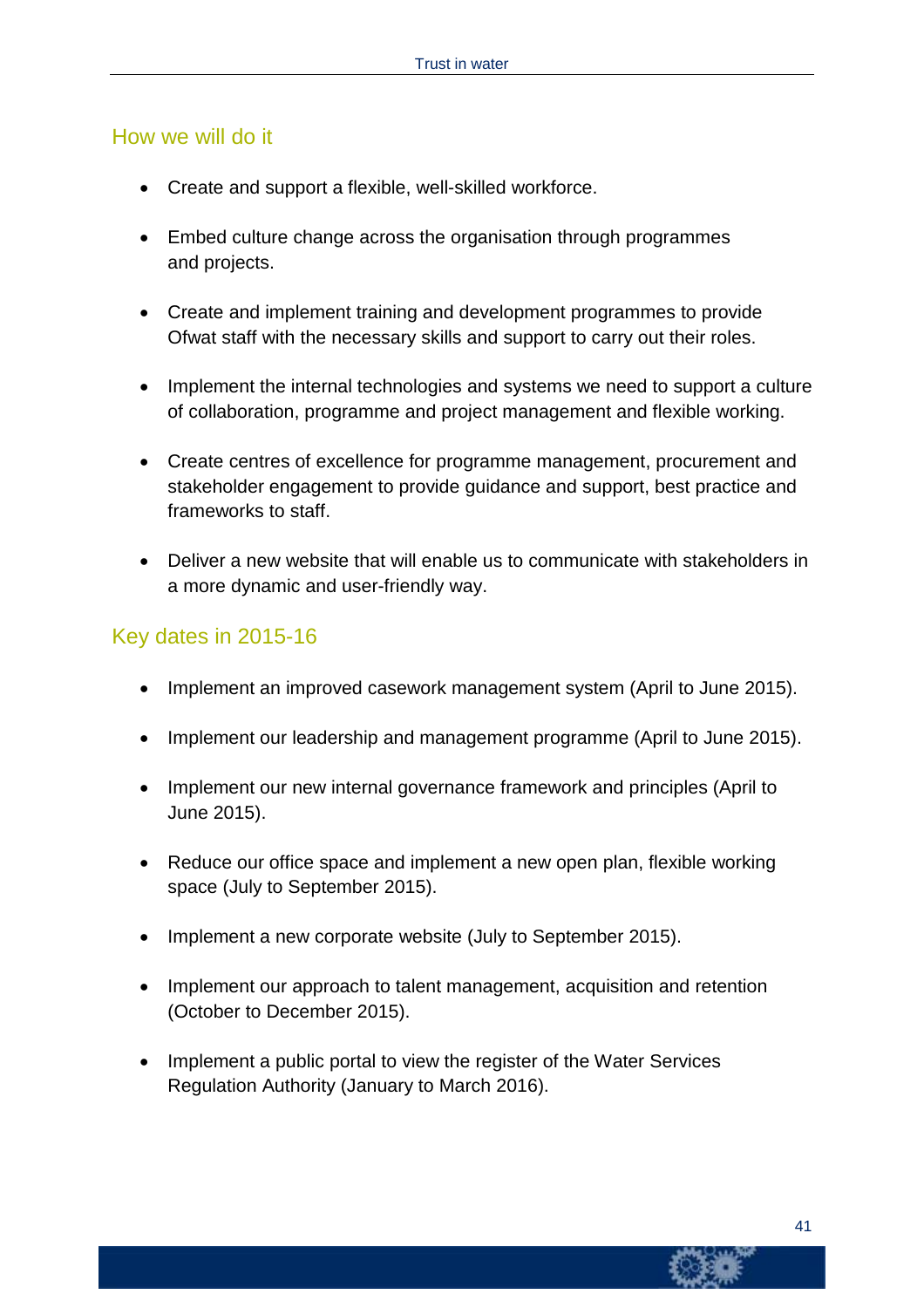## How we will do it

- Create and support a flexible, well-skilled workforce.
- Embed culture change across the organisation through programmes and projects.
- Create and implement training and development programmes to provide Ofwat staff with the necessary skills and support to carry out their roles.
- Implement the internal technologies and systems we need to support a culture of collaboration, programme and project management and flexible working.
- Create centres of excellence for programme management, procurement and stakeholder engagement to provide guidance and support, best practice and frameworks to staff.
- Deliver a new website that will enable us to communicate with stakeholders in a more dynamic and user-friendly way.

## Key dates in 2015-16

- Implement an improved casework management system (April to June 2015).
- Implement our leadership and management programme (April to June 2015).
- Implement our new internal governance framework and principles (April to June 2015).
- Reduce our office space and implement a new open plan, flexible working space (July to September 2015).
- Implement a new corporate website (July to September 2015).
- Implement our approach to talent management, acquisition and retention (October to December 2015).
- Implement a public portal to view the register of the Water Services Regulation Authority (January to March 2016).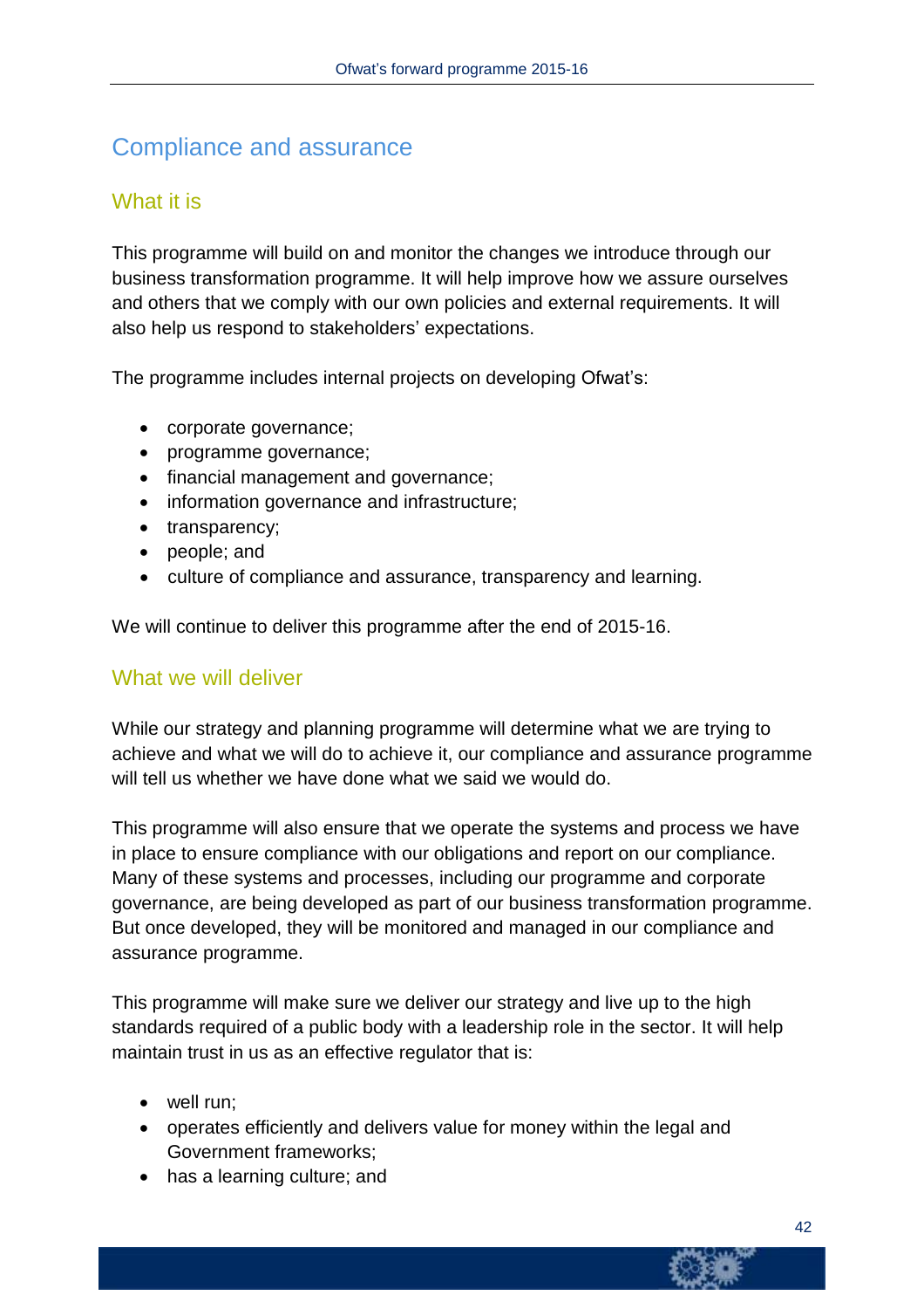## Compliance and assurance

### What it is

This programme will build on and monitor the changes we introduce through our business transformation programme. It will help improve how we assure ourselves and others that we comply with our own policies and external requirements. It will also help us respond to stakeholders' expectations.

The programme includes internal projects on developing Ofwat's:

- corporate governance;
- programme governance;
- financial management and governance;
- information governance and infrastructure;
- transparency;
- people; and
- culture of compliance and assurance, transparency and learning.

We will continue to deliver this programme after the end of 2015-16.

### What we will deliver

While our strategy and planning programme will determine what we are trying to achieve and what we will do to achieve it, our compliance and assurance programme will tell us whether we have done what we said we would do.

This programme will also ensure that we operate the systems and process we have in place to ensure compliance with our obligations and report on our compliance. Many of these systems and processes, including our programme and corporate governance, are being developed as part of our business transformation programme. But once developed, they will be monitored and managed in our compliance and assurance programme.

This programme will make sure we deliver our strategy and live up to the high standards required of a public body with a leadership role in the sector. It will help maintain trust in us as an effective regulator that is:

- well run;
- operates efficiently and delivers value for money within the legal and Government frameworks;
- has a learning culture; and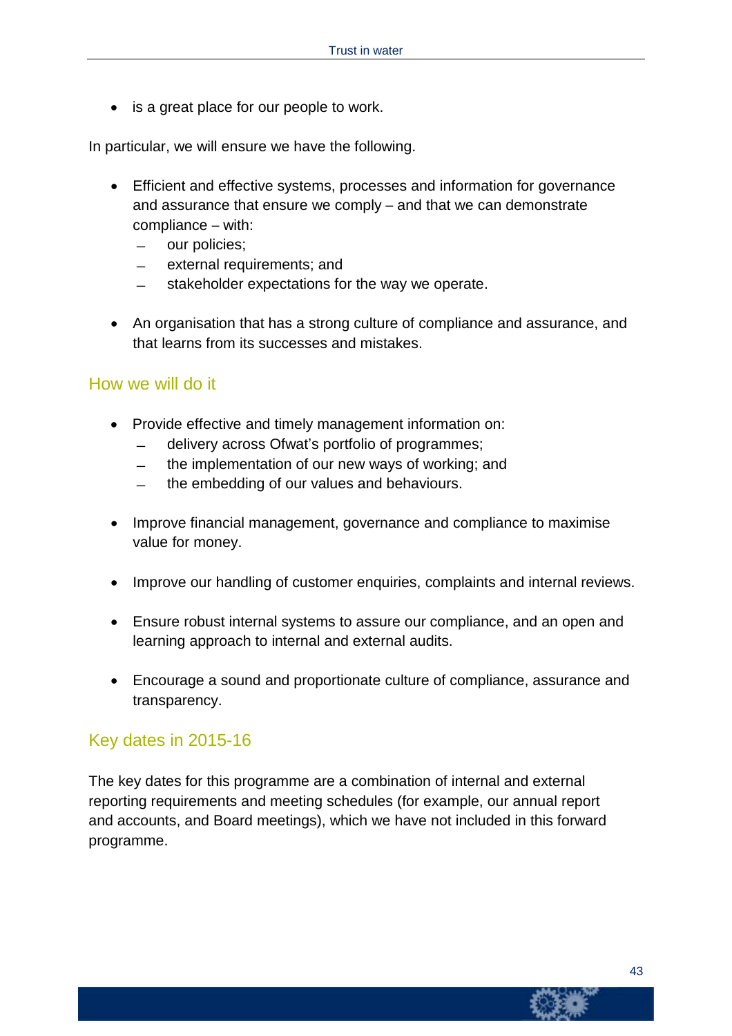- is a great place for our people to work.

In particular, we will ensure we have the following.

- Efficient and effective systems, processes and information for governance and assurance that ensure we comply – and that we can demonstrate compliance – with:
  - our policies;
  - external requirements; and
  - stakeholder expectations for the way we operate.

- An organisation that has a strong culture of compliance and assurance, and that learns from its successes and mistakes.

## How we will do it

- Provide effective and timely management information on:
  - delivery across Ofwat's portfolio of programmes;
  - the implementation of our new ways of working; and
  - the embedding of our values and behaviours.

- Improve financial management, governance and compliance to maximise value for money.

- Improve our handling of customer enquiries, complaints and internal reviews.

- Ensure robust internal systems to assure our compliance, and an open and learning approach to internal and external audits.

- Encourage a sound and proportionate culture of compliance, assurance and transparency.

## Key dates in 2015-16

The key dates for this programme are a combination of internal and external reporting requirements and meeting schedules (for example, our annual report and accounts, and Board meetings), which we have not included in this forward programme.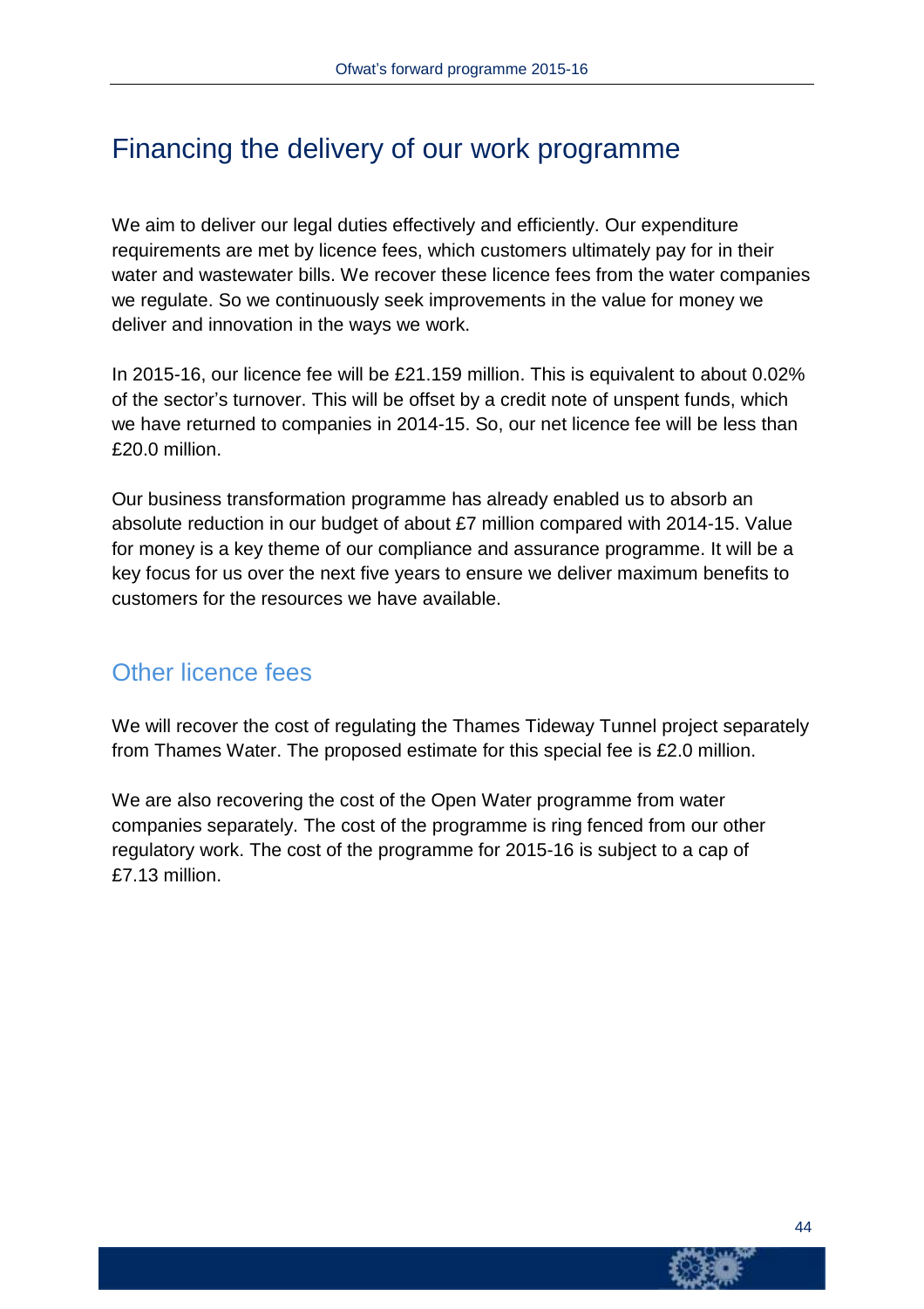# Financing the delivery of our work programme

We aim to deliver our legal duties effectively and efficiently. Our expenditure requirements are met by licence fees, which customers ultimately pay for in their water and wastewater bills. We recover these licence fees from the water companies we regulate. So we continuously seek improvements in the value for money we deliver and innovation in the ways we work.

In 2015-16, our licence fee will be £21.159 million. This is equivalent to about 0.02% of the sector's turnover. This will be offset by a credit note of unspent funds, which we have returned to companies in 2014-15. So, our net licence fee will be less than £20.0 million.

Our business transformation programme has already enabled us to absorb an absolute reduction in our budget of about £7 million compared with 2014-15. Value for money is a key theme of our compliance and assurance programme. It will be a key focus for us over the next five years to ensure we deliver maximum benefits to customers for the resources we have available.

## Other licence fees

We will recover the cost of regulating the Thames Tideway Tunnel project separately from Thames Water. The proposed estimate for this special fee is £2.0 million.

We are also recovering the cost of the Open Water programme from water companies separately. The cost of the programme is ring fenced from our other regulatory work. The cost of the programme for 2015-16 is subject to a cap of £7.13 million.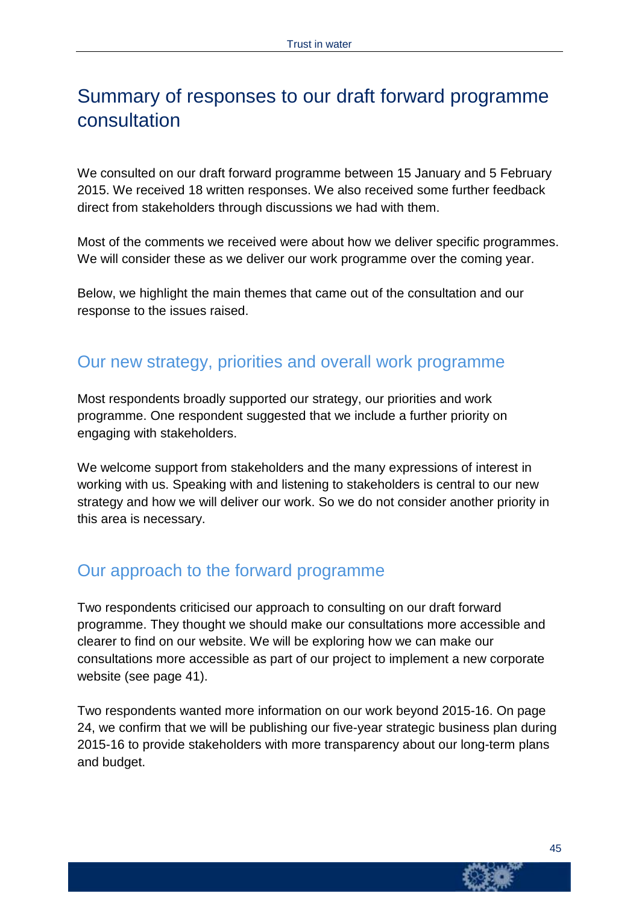# Summary of responses to our draft forward programme consultation

We consulted on our draft forward programme between 15 January and 5 February 2015. We received 18 written responses. We also received some further feedback direct from stakeholders through discussions we had with them.

Most of the comments we received were about how we deliver specific programmes. We will consider these as we deliver our work programme over the coming year.

Below, we highlight the main themes that came out of the consultation and our response to the issues raised.

## Our new strategy, priorities and overall work programme

Most respondents broadly supported our strategy, our priorities and work programme. One respondent suggested that we include a further priority on engaging with stakeholders.

We welcome support from stakeholders and the many expressions of interest in working with us. Speaking with and listening to stakeholders is central to our new strategy and how we will deliver our work. So we do not consider another priority in this area is necessary.

## Our approach to the forward programme

Two respondents criticised our approach to consulting on our draft forward programme. They thought we should make our consultations more accessible and clearer to find on our website. We will be exploring how we can make our consultations more accessible as part of our project to implement a new corporate website (see page 41).

Two respondents wanted more information on our work beyond 2015-16. On page 24, we confirm that we will be publishing our five-year strategic business plan during 2015-16 to provide stakeholders with more transparency about our long-term plans and budget.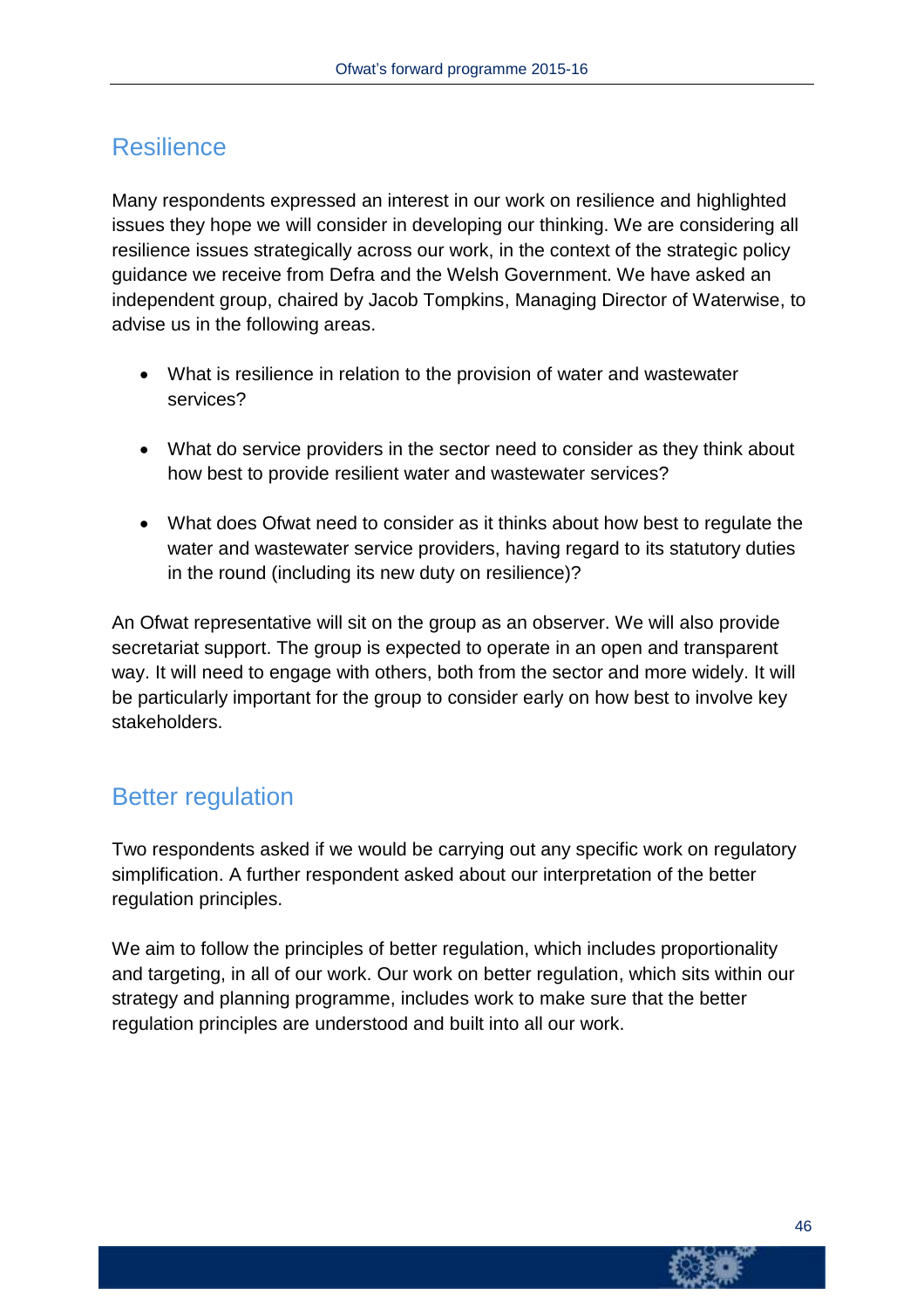## Resilience

Many respondents expressed an interest in our work on resilience and highlighted issues they hope we will consider in developing our thinking. We are considering all resilience issues strategically across our work, in the context of the strategic policy guidance we receive from Defra and the Welsh Government. We have asked an independent group, chaired by Jacob Tompkins, Managing Director of Waterwise, to advise us in the following areas.

- What is resilience in relation to the provision of water and wastewater services?
- What do service providers in the sector need to consider as they think about how best to provide resilient water and wastewater services?
- What does Ofwat need to consider as it thinks about how best to regulate the water and wastewater service providers, having regard to its statutory duties in the round (including its new duty on resilience)?

An Ofwat representative will sit on the group as an observer. We will also provide secretariat support. The group is expected to operate in an open and transparent way. It will need to engage with others, both from the sector and more widely. It will be particularly important for the group to consider early on how best to involve key stakeholders.

## Better regulation

Two respondents asked if we would be carrying out any specific work on regulatory simplification. A further respondent asked about our interpretation of the better regulation principles.

We aim to follow the principles of better regulation, which includes proportionality and targeting, in all of our work. Our work on better regulation, which sits within our strategy and planning programme, includes work to make sure that the better regulation principles are understood and built into all our work.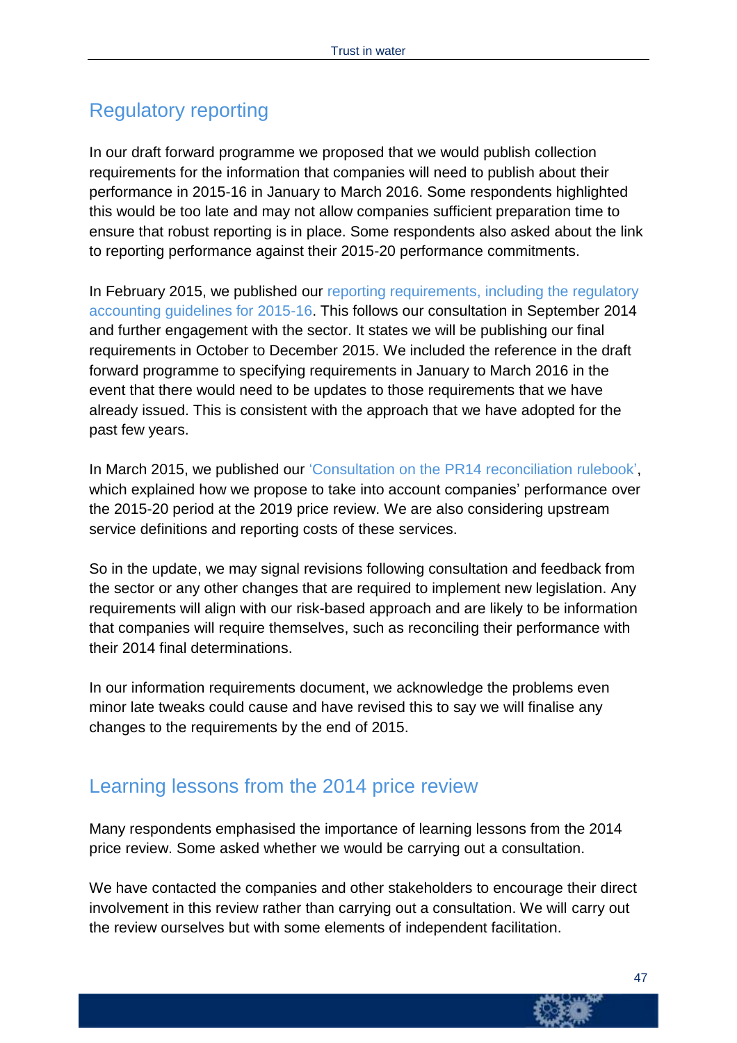## Regulatory reporting

In our draft forward programme we proposed that we would publish collection requirements for the information that companies will need to publish about their performance in 2015-16 in January to March 2016. Some respondents highlighted this would be too late and may not allow companies sufficient preparation time to ensure that robust reporting is in place. Some respondents also asked about the link to reporting performance against their 2015-20 performance commitments.

In February 2015, we published our reporting requirements, including the regulatory accounting guidelines for 2015-16. This follows our consultation in September 2014 and further engagement with the sector. It states we will be publishing our final requirements in October to December 2015. We included the reference in the draft forward programme to specifying requirements in January to March 2016 in the event that there would need to be updates to those requirements that we have already issued. This is consistent with the approach that we have adopted for the past few years.

In March 2015, we published our 'Consultation on the PR14 reconciliation rulebook', which explained how we propose to take into account companies' performance over the 2015-20 period at the 2019 price review. We are also considering upstream service definitions and reporting costs of these services.

So in the update, we may signal revisions following consultation and feedback from the sector or any other changes that are required to implement new legislation. Any requirements will align with our risk-based approach and are likely to be information that companies will require themselves, such as reconciling their performance with their 2014 final determinations.

In our information requirements document, we acknowledge the problems even minor late tweaks could cause and have revised this to say we will finalise any changes to the requirements by the end of 2015.

## Learning lessons from the 2014 price review

Many respondents emphasised the importance of learning lessons from the 2014 price review. Some asked whether we would be carrying out a consultation.

We have contacted the companies and other stakeholders to encourage their direct involvement in this review rather than carrying out a consultation. We will carry out the review ourselves but with some elements of independent facilitation.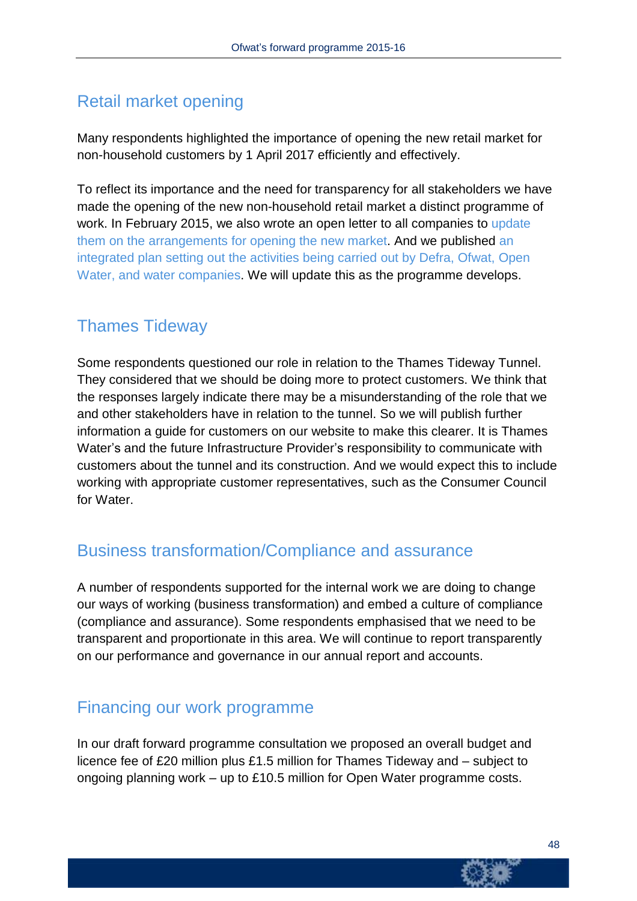## Retail market opening

Many respondents highlighted the importance of opening the new retail market for non-household customers by 1 April 2017 efficiently and effectively.

To reflect its importance and the need for transparency for all stakeholders we have made the opening of the new non-household retail market a distinct programme of work. In February 2015, we also wrote an open letter to all companies to update them on the arrangements for opening the new market. And we published an integrated plan setting out the activities being carried out by Defra, Ofwat, Open Water, and water companies. We will update this as the programme develops.

## Thames Tideway

Some respondents questioned our role in relation to the Thames Tideway Tunnel. They considered that we should be doing more to protect customers. We think that the responses largely indicate there may be a misunderstanding of the role that we and other stakeholders have in relation to the tunnel. So we will publish further information a guide for customers on our website to make this clearer. It is Thames Water's and the future Infrastructure Provider's responsibility to communicate with customers about the tunnel and its construction. And we would expect this to include working with appropriate customer representatives, such as the Consumer Council for Water.

## Business transformation/Compliance and assurance

A number of respondents supported for the internal work we are doing to change our ways of working (business transformation) and embed a culture of compliance (compliance and assurance). Some respondents emphasised that we need to be transparent and proportionate in this area. We will continue to report transparently on our performance and governance in our annual report and accounts.

## Financing our work programme

In our draft forward programme consultation we proposed an overall budget and licence fee of £20 million plus £1.5 million for Thames Tideway and – subject to ongoing planning work – up to £10.5 million for Open Water programme costs.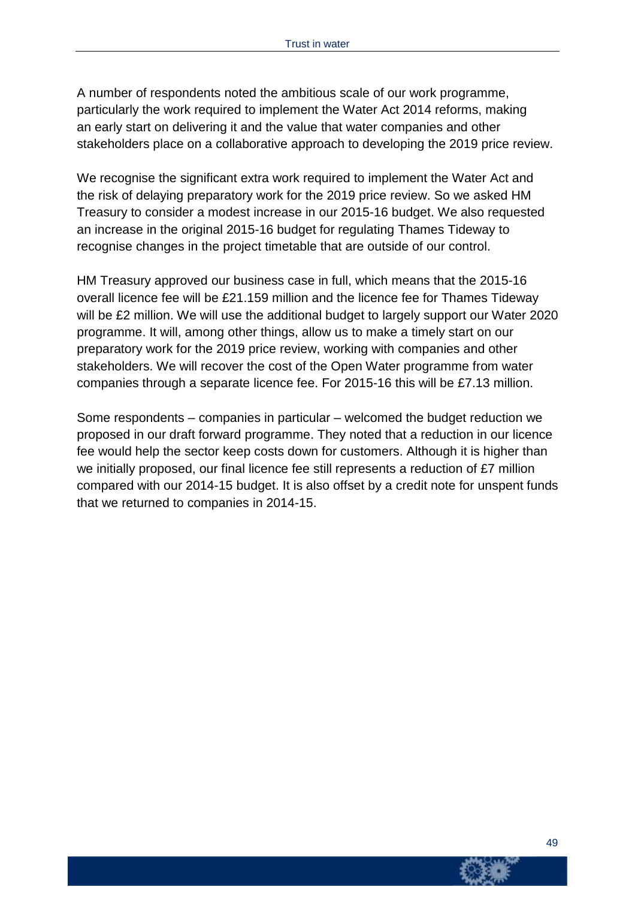A number of respondents noted the ambitious scale of our work programme, particularly the work required to implement the Water Act 2014 reforms, making an early start on delivering it and the value that water companies and other stakeholders place on a collaborative approach to developing the 2019 price review.

We recognise the significant extra work required to implement the Water Act and the risk of delaying preparatory work for the 2019 price review. So we asked HM Treasury to consider a modest increase in our 2015-16 budget. We also requested an increase in the original 2015-16 budget for regulating Thames Tideway to recognise changes in the project timetable that are outside of our control.

HM Treasury approved our business case in full, which means that the 2015-16 overall licence fee will be £21.159 million and the licence fee for Thames Tideway will be £2 million. We will use the additional budget to largely support our Water 2020 programme. It will, among other things, allow us to make a timely start on our preparatory work for the 2019 price review, working with companies and other stakeholders. We will recover the cost of the Open Water programme from water companies through a separate licence fee. For 2015-16 this will be £7.13 million.

Some respondents – companies in particular – welcomed the budget reduction we proposed in our draft forward programme. They noted that a reduction in our licence fee would help the sector keep costs down for customers. Although it is higher than we initially proposed, our final licence fee still represents a reduction of £7 million compared with our 2014-15 budget. It is also offset by a credit note for unspent funds that we returned to companies in 2014-15.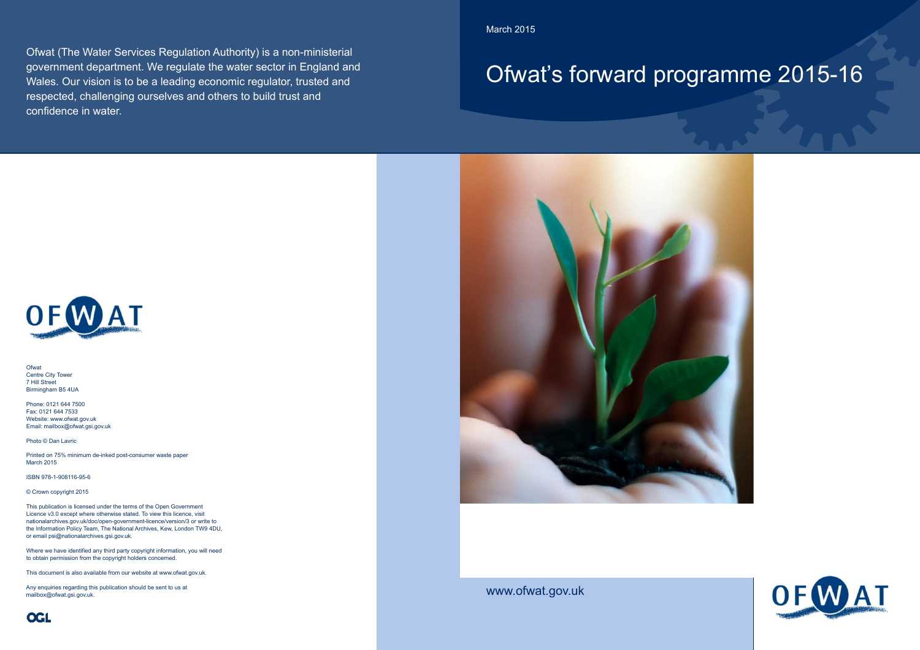Ofwat (The Water Services Regulation Authority) is a non-ministerial government department. We regulate the water sector in England and Wales. Our vision is to be a leading economic regulator, trusted and respected, challenging ourselves and others to build trust and confidence in water.

Ofwat
Centre City Tower
7 Hill Street
Birmingham B5 4UA

Phone: 0121 644 7500
Fax: 0121 644 7533
Website: www.ofwat.gov.uk
Email: mailbox@ofwat.gsi.gov.uk

Photo © Dan Lavric

Printed on 75% minimum de-inked post-consumer waste paper
March 2015

ISBN 978-1-908116-95-6

© Crown copyright 2015

This publication is licensed under the terms of the Open Government Licence v3.0 except where otherwise stated. To view this licence, visit nationalarchives.gov.uk/doc/open-government-licence/version/3 or write to the Information Policy Team, The National Archives, Kew, London TW9 4DU, or email psi@nationalarchives.gsi.gov.uk.

Where we have identified any third party copyright information, you will need to obtain permission from the copyright holders concerned.

This document is also available from our website at www.ofwat.gov.uk.

Any enquiries regarding this publication should be sent to us at mailbox@ofwat.gsi.gov.uk.

March 2015

# Ofwat's forward programme 2015-16

www.ofwat.gov.uk